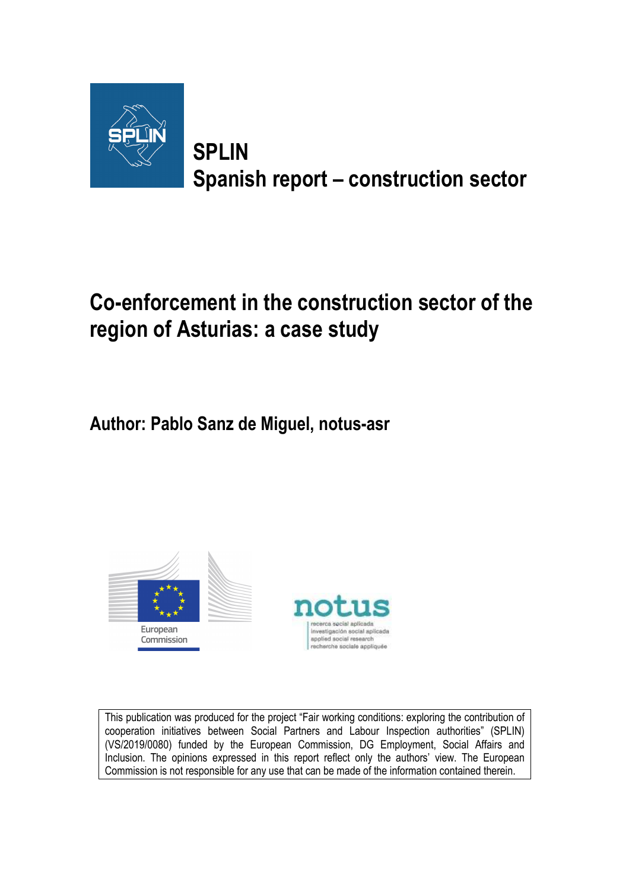**SPLIN**
**Spanish report – construction sector**

# Co-enforcement in the construction sector of the region of Asturias: a case study

**Author: Pablo Sanz de Miguel, notus-asr**

This publication was produced for the project "Fair working conditions: exploring the contribution of cooperation initiatives between Social Partners and Labour Inspection authorities" (SPLIN) (VS/2019/0080) funded by the European Commission, DG Employment, Social Affairs and Inclusion. The opinions expressed in this report reflect only the authors' view. The European Commission is not responsible for any use that can be made of the information contained therein.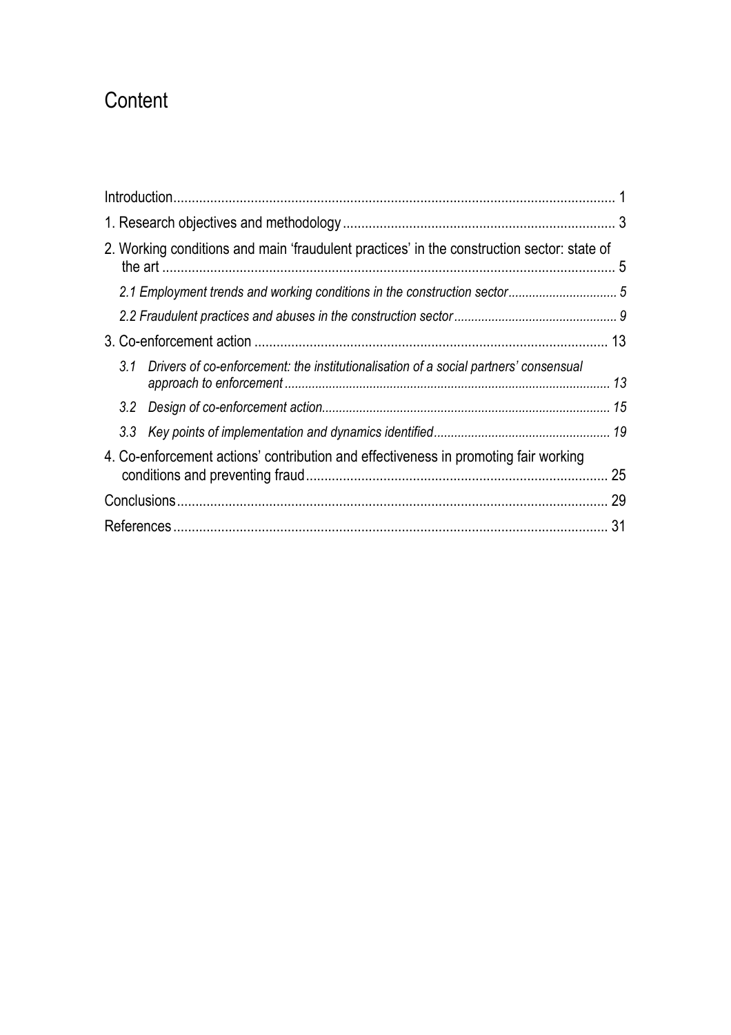# Content

Introduction ........................................................................................................... 1

1. Research objectives and methodology ........................................................................ 3

2. Working conditions and main 'fraudulent practices' in the construction sector: state of the art ........................................................................................................... 5

   *2.1 Employment trends and working conditions in the construction sector ................................ 5*

   *2.2 Fraudulent practices and abuses in the construction sector ............................................... 9*

3. Co-enforcement action ............................................................................................... 13

   *3.1 Drivers of co-enforcement: the institutionalisation of a social partners' consensual approach to enforcement ............................................................................................. 13*

   *3.2 Design of co-enforcement action.................................................................................. 15*

   *3.3 Key points of implementation and dynamics identified................................................... 19*

4. Co-enforcement actions' contribution and effectiveness in promoting fair working conditions and preventing fraud................................................................................. 25

Conclusions................................................................................................................... 29

References.................................................................................................................... 31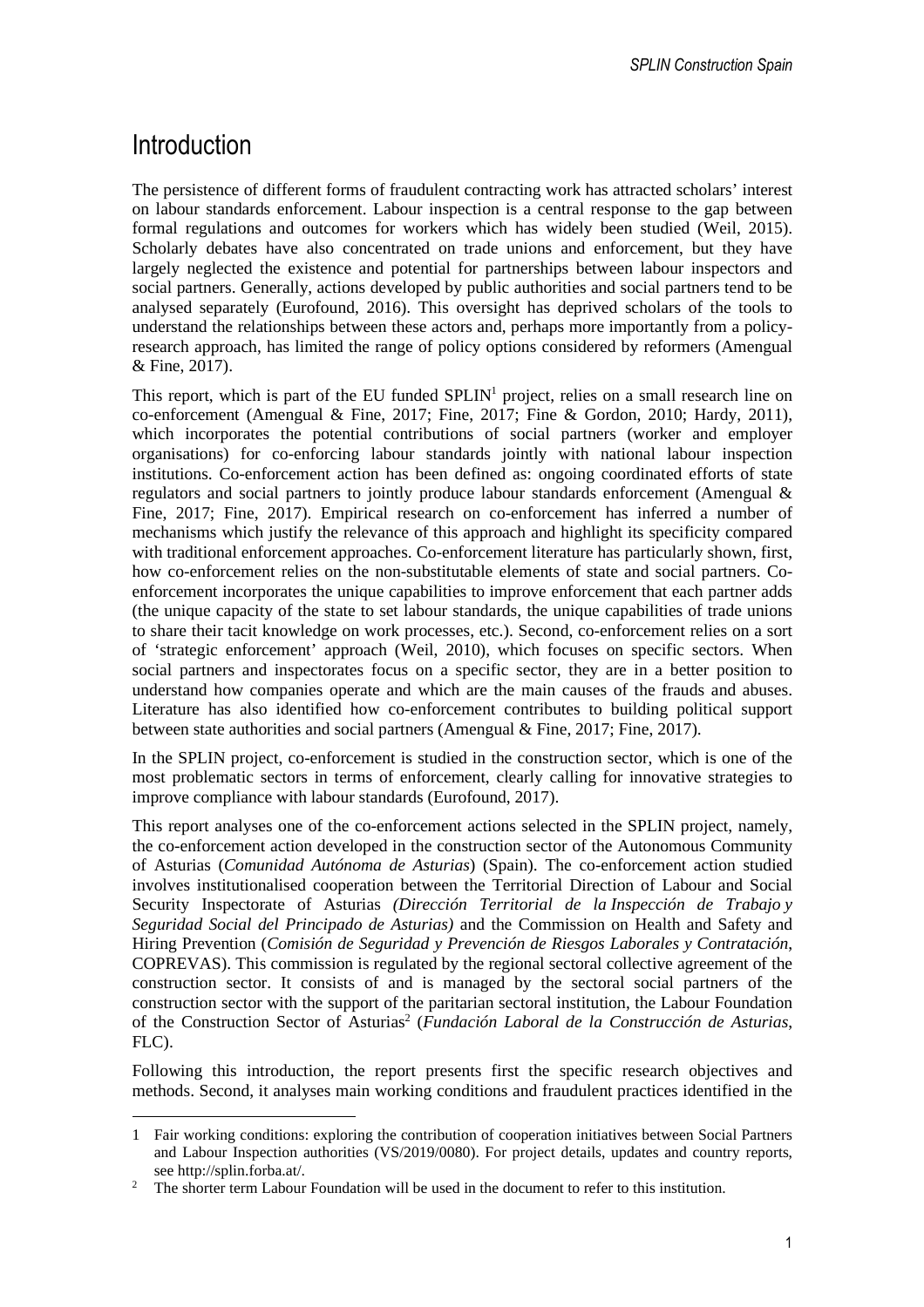# Introduction

The persistence of different forms of fraudulent contracting work has attracted scholars' interest on labour standards enforcement. Labour inspection is a central response to the gap between formal regulations and outcomes for workers which has widely been studied (Weil, 2015). Scholarly debates have also concentrated on trade unions and enforcement, but they have largely neglected the existence and potential for partnerships between labour inspectors and social partners. Generally, actions developed by public authorities and social partners tend to be analysed separately (Eurofound, 2016). This oversight has deprived scholars of the tools to understand the relationships between these actors and, perhaps more importantly from a policy-research approach, has limited the range of policy options considered by reformers (Amengual & Fine, 2017).

This report, which is part of the EU funded SPLIN[1] project, relies on a small research line on co-enforcement (Amengual & Fine, 2017; Fine, 2017; Fine & Gordon, 2010; Hardy, 2011), which incorporates the potential contributions of social partners (worker and employer organisations) for co-enforcing labour standards jointly with national labour inspection institutions. Co-enforcement action has been defined as: ongoing coordinated efforts of state regulators and social partners to jointly produce labour standards enforcement (Amengual & Fine, 2017; Fine, 2017). Empirical research on co-enforcement has inferred a number of mechanisms which justify the relevance of this approach and highlight its specificity compared with traditional enforcement approaches. Co-enforcement literature has particularly shown, first, how co-enforcement relies on the non-substitutable elements of state and social partners. Co-enforcement incorporates the unique capabilities to improve enforcement that each partner adds (the unique capacity of the state to set labour standards, the unique capabilities of trade unions to share their tacit knowledge on work processes, etc.). Second, co-enforcement relies on a sort of 'strategic enforcement' approach (Weil, 2010), which focuses on specific sectors. When social partners and inspectorates focus on a specific sector, they are in a better position to understand how companies operate and which are the main causes of the frauds and abuses. Literature has also identified how co-enforcement contributes to building political support between state authorities and social partners (Amengual & Fine, 2017; Fine, 2017).

In the SPLIN project, co-enforcement is studied in the construction sector, which is one of the most problematic sectors in terms of enforcement, clearly calling for innovative strategies to improve compliance with labour standards (Eurofound, 2017).

This report analyses one of the co-enforcement actions selected in the SPLIN project, namely, the co-enforcement action developed in the construction sector of the Autonomous Community of Asturias (*Comunidad Autónoma de Asturias*) (Spain). The co-enforcement action studied involves institutionalised cooperation between the Territorial Direction of Labour and Social Security Inspectorate of Asturias *(Dirección Territorial de la Inspección de Trabajo y Seguridad Social del Principado de Asturias)* and the Commission on Health and Safety and Hiring Prevention (*Comisión de Seguridad y Prevención de Riesgos Laborales y Contratación*, COPREVAS). This commission is regulated by the regional sectoral collective agreement of the construction sector. It consists of and is managed by the sectoral social partners of the construction sector with the support of the paritarian sectoral institution, the Labour Foundation of the Construction Sector of Asturias[2] (*Fundación Laboral de la Construcción de Asturias*, FLC).

Following this introduction, the report presents first the specific research objectives and methods. Second, it analyses main working conditions and fraudulent practices identified in the

---

1 Fair working conditions: exploring the contribution of cooperation initiatives between Social Partners and Labour Inspection authorities (VS/2019/0080). For project details, updates and country reports, see http://splin.forba.at/.

2 The shorter term Labour Foundation will be used in the document to refer to this institution.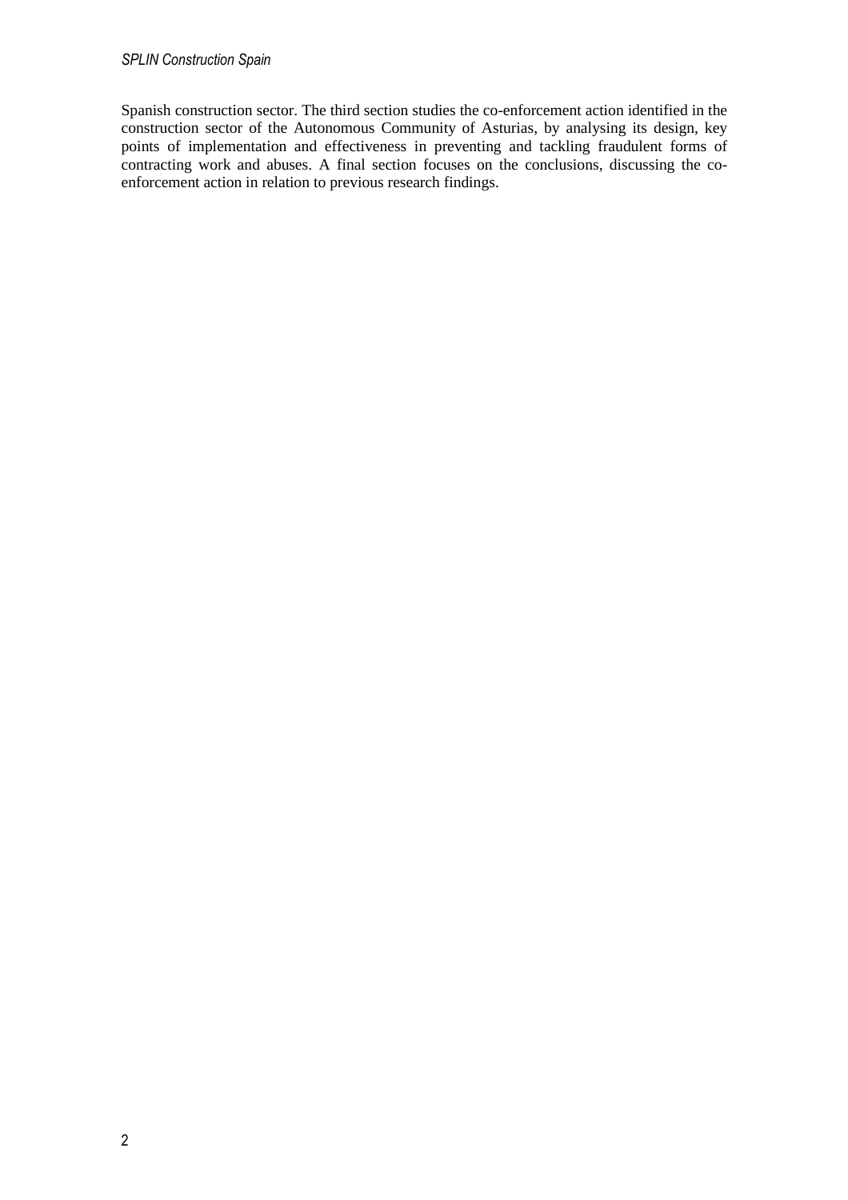Spanish construction sector. The third section studies the co-enforcement action identified in the construction sector of the Autonomous Community of Asturias, by analysing its design, key points of implementation and effectiveness in preventing and tackling fraudulent forms of contracting work and abuses. A final section focuses on the conclusions, discussing the co-enforcement action in relation to previous research findings.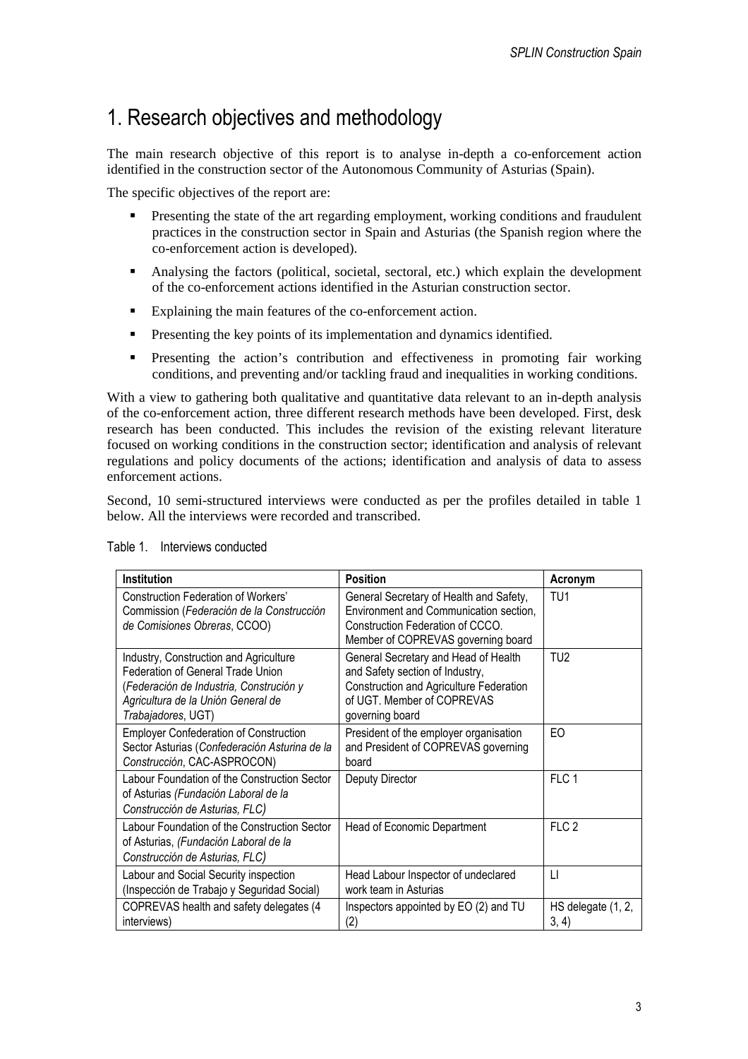# 1. Research objectives and methodology

The main research objective of this report is to analyse in-depth a co-enforcement action identified in the construction sector of the Autonomous Community of Asturias (Spain).

The specific objectives of the report are:

- Presenting the state of the art regarding employment, working conditions and fraudulent practices in the construction sector in Spain and Asturias (the Spanish region where the co-enforcement action is developed).
- Analysing the factors (political, societal, sectoral, etc.) which explain the development of the co-enforcement actions identified in the Asturian construction sector.
- Explaining the main features of the co-enforcement action.
- Presenting the key points of its implementation and dynamics identified.
- Presenting the action's contribution and effectiveness in promoting fair working conditions, and preventing and/or tackling fraud and inequalities in working conditions.

With a view to gathering both qualitative and quantitative data relevant to an in-depth analysis of the co-enforcement action, three different research methods have been developed. First, desk research has been conducted. This includes the revision of the existing relevant literature focused on working conditions in the construction sector; identification and analysis of relevant regulations and policy documents of the actions; identification and analysis of data to assess enforcement actions.

Second, 10 semi-structured interviews were conducted as per the profiles detailed in table 1 below. All the interviews were recorded and transcribed.

Table 1. Interviews conducted

| Institution | Position | Acronym |
|---|---|---|
| Construction Federation of Workers' Commission (*Federación de la Construcción de Comisiones Obreras*, CCOO) | General Secretary of Health and Safety, Environment and Communication section, Construction Federation of CCCO. Member of COPREVAS governing board | TU1 |
| Industry, Construction and Agriculture Federation of General Trade Union (*Federación de Industria, Construción y Agricultura de la Unión General de Trabajadores*, UGT) | General Secretary and Head of Health and Safety section of Industry, Construction and Agriculture Federation of UGT. Member of COPREVAS governing board | TU2 |
| Employer Confederation of Construction Sector Asturias (*Confederación Asturina de la Construcción*, CAC-ASPROCON) | President of the employer organisation and President of COPREVAS governing board | EO |
| Labour Foundation of the Construction Sector of Asturias *(Fundación Laboral de la Construcción de Asturias, FLC)* | Deputy Director | FLC 1 |
| Labour Foundation of the Construction Sector of Asturias, *(Fundación Laboral de la Construcción de Asturias, FLC)* | Head of Economic Department | FLC 2 |
| Labour and Social Security inspection (Inspección de Trabajo y Seguridad Social) | Head Labour Inspector of undeclared work team in Asturias | LI |
| COPREVAS health and safety delegates (4 interviews) | Inspectors appointed by EO (2) and TU (2) | HS delegate (1, 2, 3, 4) |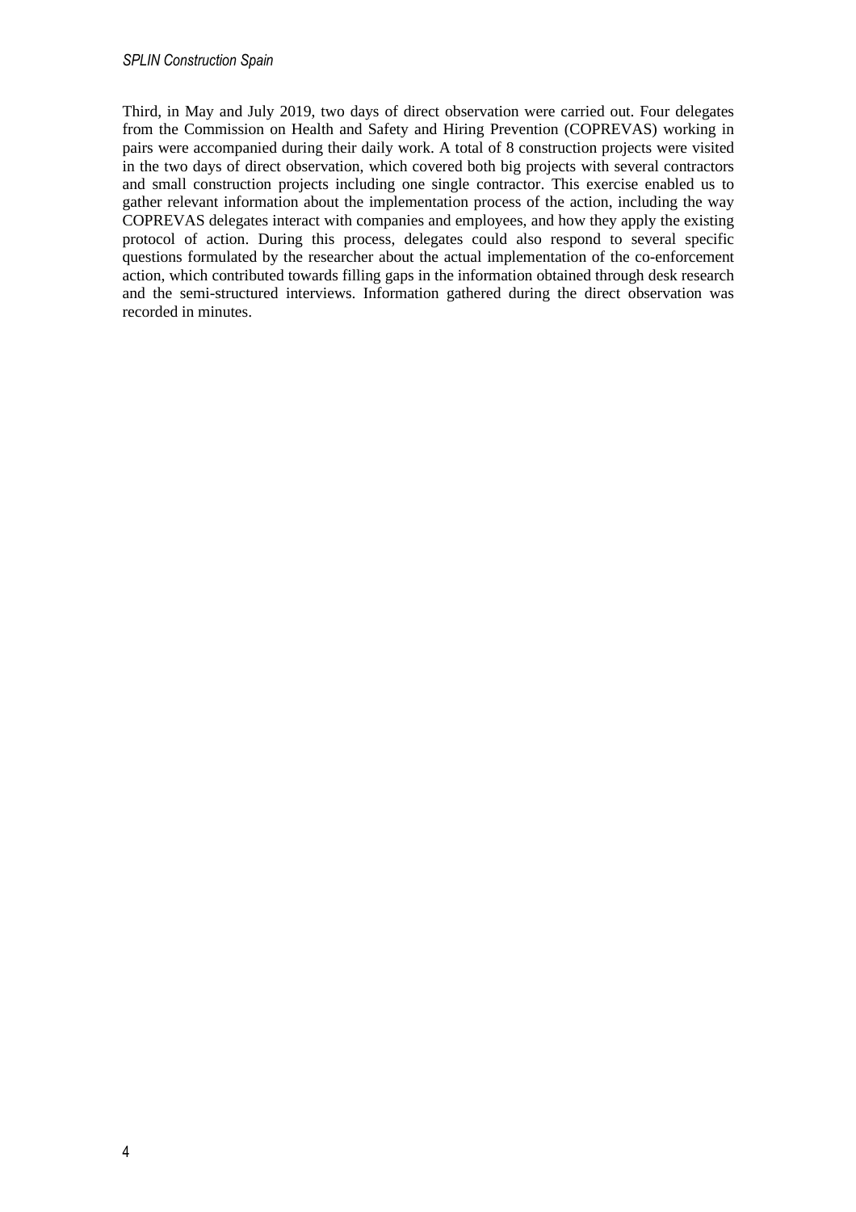Third, in May and July 2019, two days of direct observation were carried out. Four delegates from the Commission on Health and Safety and Hiring Prevention (COPREVAS) working in pairs were accompanied during their daily work. A total of 8 construction projects were visited in the two days of direct observation, which covered both big projects with several contractors and small construction projects including one single contractor. This exercise enabled us to gather relevant information about the implementation process of the action, including the way COPREVAS delegates interact with companies and employees, and how they apply the existing protocol of action. During this process, delegates could also respond to several specific questions formulated by the researcher about the actual implementation of the co-enforcement action, which contributed towards filling gaps in the information obtained through desk research and the semi-structured interviews. Information gathered during the direct observation was recorded in minutes.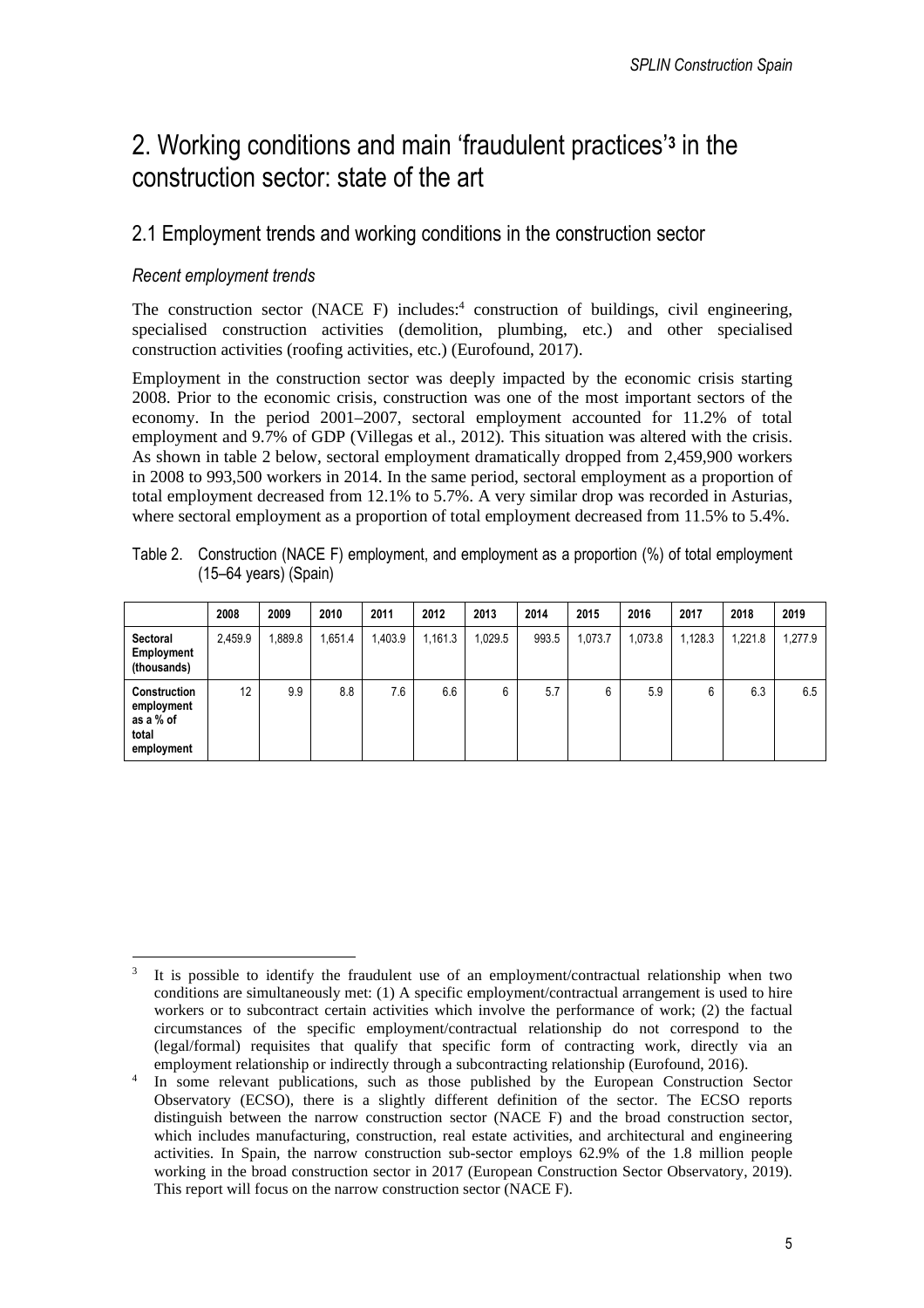# 2. Working conditions and main 'fraudulent practices'[3] in the construction sector: state of the art

## 2.1 Employment trends and working conditions in the construction sector

### *Recent employment trends*

The construction sector (NACE F) includes:[4] construction of buildings, civil engineering, specialised construction activities (demolition, plumbing, etc.) and other specialised construction activities (roofing activities, etc.) (Eurofound, 2017).

Employment in the construction sector was deeply impacted by the economic crisis starting 2008. Prior to the economic crisis, construction was one of the most important sectors of the economy. In the period 2001–2007, sectoral employment accounted for 11.2% of total employment and 9.7% of GDP (Villegas et al., 2012). This situation was altered with the crisis. As shown in table 2 below, sectoral employment dramatically dropped from 2,459,900 workers in 2008 to 993,500 workers in 2014. In the same period, sectoral employment as a proportion of total employment decreased from 12.1% to 5.7%. A very similar drop was recorded in Asturias, where sectoral employment as a proportion of total employment decreased from 11.5% to 5.4%.

Table 2. Construction (NACE F) employment, and employment as a proportion (%) of total employment (15–64 years) (Spain)

| | 2008 | 2009 | 2010 | 2011 | 2012 | 2013 | 2014 | 2015 | 2016 | 2017 | 2018 | 2019 |
|---|---|---|---|---|---|---|---|---|---|---|---|---|
| **Sectoral Employment (thousands)** | 2,459.9 | 1,889.8 | 1,651.4 | 1,403.9 | 1,161.3 | 1,029.5 | 993.5 | 1,073.7 | 1,073.8 | 1,128.3 | 1,221.8 | 1,277.9 |
| **Construction employment as a % of total employment** | 12 | 9.9 | 8.8 | 7.6 | 6.6 | 6 | 5.7 | 6 | 5.9 | 6 | 6.3 | 6.5 |

---

[3] It is possible to identify the fraudulent use of an employment/contractual relationship when two conditions are simultaneously met: (1) A specific employment/contractual arrangement is used to hire workers or to subcontract certain activities which involve the performance of work; (2) the factual circumstances of the specific employment/contractual relationship do not correspond to the (legal/formal) requisites that qualify that specific form of contracting work, directly via an employment relationship or indirectly through a subcontracting relationship (Eurofound, 2016).

[4] In some relevant publications, such as those published by the European Construction Sector Observatory (ECSO), there is a slightly different definition of the sector. The ECSO reports distinguish between the narrow construction sector (NACE F) and the broad construction sector, which includes manufacturing, construction, real estate activities, and architectural and engineering activities. In Spain, the narrow construction sub-sector employs 62.9% of the 1.8 million people working in the broad construction sector in 2017 (European Construction Sector Observatory, 2019). This report will focus on the narrow construction sector (NACE F).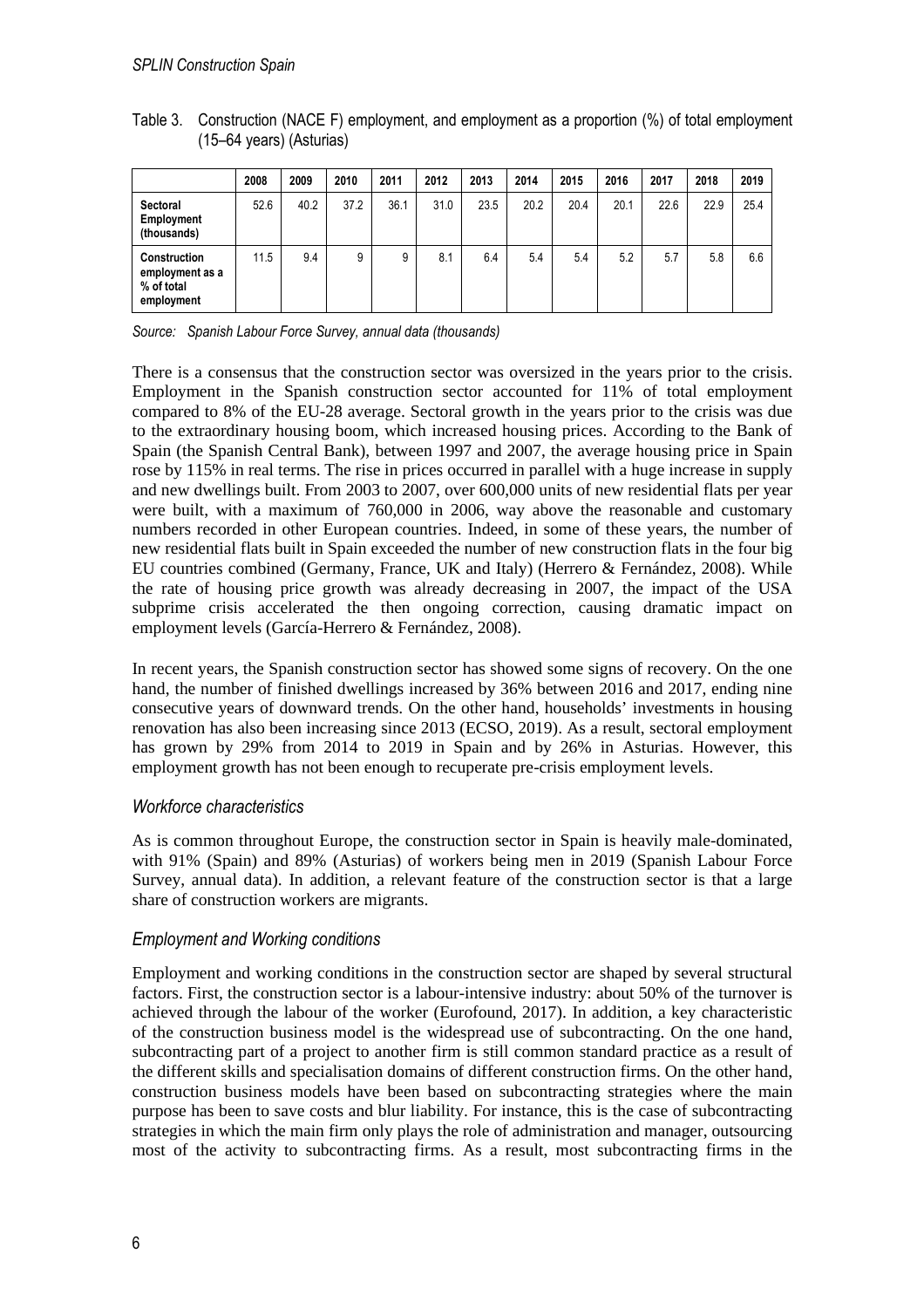Table 3. Construction (NACE F) employment, and employment as a proportion (%) of total employment (15–64 years) (Asturias)

| | 2008 | 2009 | 2010 | 2011 | 2012 | 2013 | 2014 | 2015 | 2016 | 2017 | 2018 | 2019 |
|---|---|---|---|---|---|---|---|---|---|---|---|---|
| **Sectoral Employment (thousands)** | 52.6 | 40.2 | 37.2 | 36.1 | 31.0 | 23.5 | 20.2 | 20.4 | 20.1 | 22.6 | 22.9 | 25.4 |
| **Construction employment as a % of total employment** | 11.5 | 9.4 | 9 | 9 | 8.1 | 6.4 | 5.4 | 5.4 | 5.2 | 5.7 | 5.8 | 6.6 |

*Source: Spanish Labour Force Survey, annual data (thousands)*

There is a consensus that the construction sector was oversized in the years prior to the crisis. Employment in the Spanish construction sector accounted for 11% of total employment compared to 8% of the EU-28 average. Sectoral growth in the years prior to the crisis was due to the extraordinary housing boom, which increased housing prices. According to the Bank of Spain (the Spanish Central Bank), between 1997 and 2007, the average housing price in Spain rose by 115% in real terms. The rise in prices occurred in parallel with a huge increase in supply and new dwellings built. From 2003 to 2007, over 600,000 units of new residential flats per year were built, with a maximum of 760,000 in 2006, way above the reasonable and customary numbers recorded in other European countries. Indeed, in some of these years, the number of new residential flats built in Spain exceeded the number of new construction flats in the four big EU countries combined (Germany, France, UK and Italy) (Herrero & Fernández, 2008). While the rate of housing price growth was already decreasing in 2007, the impact of the USA subprime crisis accelerated the then ongoing correction, causing dramatic impact on employment levels (García-Herrero & Fernández, 2008).

In recent years, the Spanish construction sector has showed some signs of recovery. On the one hand, the number of finished dwellings increased by 36% between 2016 and 2017, ending nine consecutive years of downward trends. On the other hand, households' investments in housing renovation has also been increasing since 2013 (ECSO, 2019). As a result, sectoral employment has grown by 29% from 2014 to 2019 in Spain and by 26% in Asturias. However, this employment growth has not been enough to recuperate pre-crisis employment levels.

### *Workforce characteristics*

As is common throughout Europe, the construction sector in Spain is heavily male-dominated, with 91% (Spain) and 89% (Asturias) of workers being men in 2019 (Spanish Labour Force Survey, annual data). In addition, a relevant feature of the construction sector is that a large share of construction workers are migrants.

### *Employment and Working conditions*

Employment and working conditions in the construction sector are shaped by several structural factors. First, the construction sector is a labour-intensive industry: about 50% of the turnover is achieved through the labour of the worker (Eurofound, 2017). In addition, a key characteristic of the construction business model is the widespread use of subcontracting. On the one hand, subcontracting part of a project to another firm is still common standard practice as a result of the different skills and specialisation domains of different construction firms. On the other hand, construction business models have been based on subcontracting strategies where the main purpose has been to save costs and blur liability. For instance, this is the case of subcontracting strategies in which the main firm only plays the role of administration and manager, outsourcing most of the activity to subcontracting firms. As a result, most subcontracting firms in the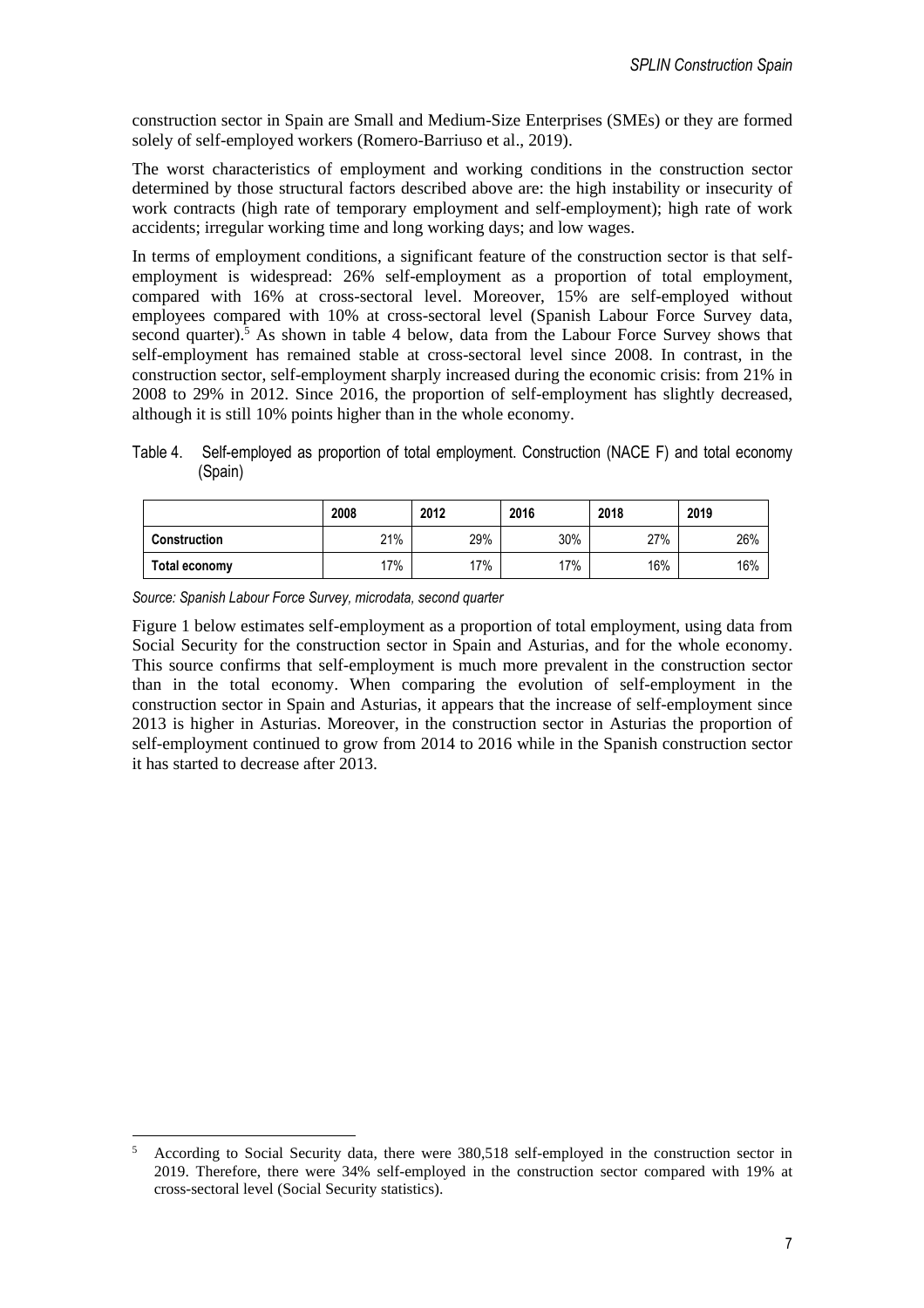construction sector in Spain are Small and Medium-Size Enterprises (SMEs) or they are formed solely of self-employed workers (Romero-Barriuso et al., 2019).

The worst characteristics of employment and working conditions in the construction sector determined by those structural factors described above are: the high instability or insecurity of work contracts (high rate of temporary employment and self-employment); high rate of work accidents; irregular working time and long working days; and low wages.

In terms of employment conditions, a significant feature of the construction sector is that self-employment is widespread: 26% self-employment as a proportion of total employment, compared with 16% at cross-sectoral level. Moreover, 15% are self-employed without employees compared with 10% at cross-sectoral level (Spanish Labour Force Survey data, second quarter).[5] As shown in table 4 below, data from the Labour Force Survey shows that self-employment has remained stable at cross-sectoral level since 2008. In contrast, in the construction sector, self-employment sharply increased during the economic crisis: from 21% in 2008 to 29% in 2012. Since 2016, the proportion of self-employment has slightly decreased, although it is still 10% points higher than in the whole economy.

Table 4. Self-employed as proportion of total employment. Construction (NACE F) and total economy (Spain)

| | 2008 | 2012 | 2016 | 2018 | 2019 |
|---|---|---|---|---|---|
| **Construction** | 21% | 29% | 30% | 27% | 26% |
| **Total economy** | 17% | 17% | 17% | 16% | 16% |

*Source: Spanish Labour Force Survey, microdata, second quarter*

Figure 1 below estimates self-employment as a proportion of total employment, using data from Social Security for the construction sector in Spain and Asturias, and for the whole economy. This source confirms that self-employment is much more prevalent in the construction sector than in the total economy. When comparing the evolution of self-employment in the construction sector in Spain and Asturias, it appears that the increase of self-employment since 2013 is higher in Asturias. Moreover, in the construction sector in Asturias the proportion of self-employment continued to grow from 2014 to 2016 while in the Spanish construction sector it has started to decrease after 2013.

[5] According to Social Security data, there were 380,518 self-employed in the construction sector in 2019. Therefore, there were 34% self-employed in the construction sector compared with 19% at cross-sectoral level (Social Security statistics).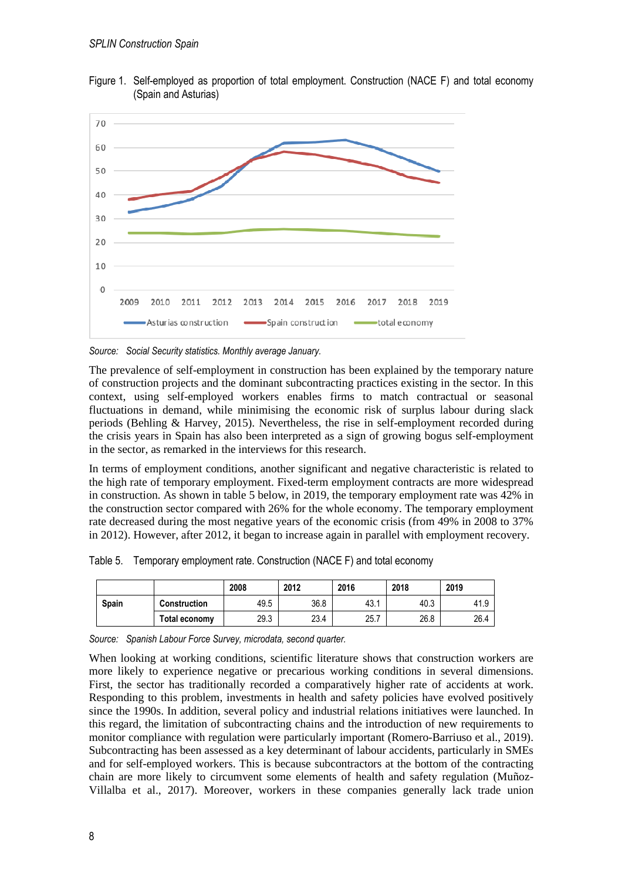Figure 1. Self-employed as proportion of total employment. Construction (NACE F) and total economy (Spain and Asturias)

Source: *Social Security statistics. Monthly average January.*

The prevalence of self-employment in construction has been explained by the temporary nature of construction projects and the dominant subcontracting practices existing in the sector. In this context, using self-employed workers enables firms to match contractual or seasonal fluctuations in demand, while minimising the economic risk of surplus labour during slack periods (Behling & Harvey, 2015). Nevertheless, the rise in self-employment recorded during the crisis years in Spain has also been interpreted as a sign of growing bogus self-employment in the sector, as remarked in the interviews for this research.

In terms of employment conditions, another significant and negative characteristic is related to the high rate of temporary employment. Fixed-term employment contracts are more widespread in construction. As shown in table 5 below, in 2019, the temporary employment rate was 42% in the construction sector compared with 26% for the whole economy. The temporary employment rate decreased during the most negative years of the economic crisis (from 49% in 2008 to 37% in 2012). However, after 2012, it began to increase again in parallel with employment recovery.

Table 5. Temporary employment rate. Construction (NACE F) and total economy

| | | 2008 | 2012 | 2016 | 2018 | 2019 |
|---|---|---|---|---|---|---|
| **Spain** | **Construction** | 49.5 | 36.8 | 43.1 | 40.3 | 41.9 |
| | **Total economy** | 29.3 | 23.4 | 25.7 | 26.8 | 26.4 |

Source: *Spanish Labour Force Survey, microdata, second quarter.*

When looking at working conditions, scientific literature shows that construction workers are more likely to experience negative or precarious working conditions in several dimensions. First, the sector has traditionally recorded a comparatively higher rate of accidents at work. Responding to this problem, investments in health and safety policies have evolved positively since the 1990s. In addition, several policy and industrial relations initiatives were launched. In this regard, the limitation of subcontracting chains and the introduction of new requirements to monitor compliance with regulation were particularly important (Romero-Barriuso et al., 2019). Subcontracting has been assessed as a key determinant of labour accidents, particularly in SMEs and for self-employed workers. This is because subcontractors at the bottom of the contracting chain are more likely to circumvent some elements of health and safety regulation (Muñoz-Villalba et al., 2017). Moreover, workers in these companies generally lack trade union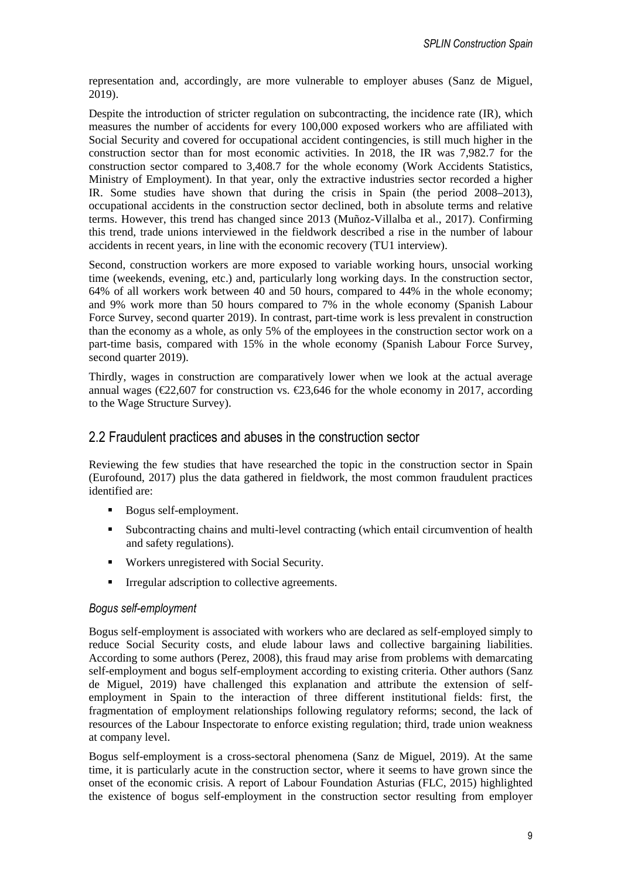representation and, accordingly, are more vulnerable to employer abuses (Sanz de Miguel, 2019).

Despite the introduction of stricter regulation on subcontracting, the incidence rate (IR), which measures the number of accidents for every 100,000 exposed workers who are affiliated with Social Security and covered for occupational accident contingencies, is still much higher in the construction sector than for most economic activities. In 2018, the IR was 7,982.7 for the construction sector compared to 3,408.7 for the whole economy (Work Accidents Statistics, Ministry of Employment). In that year, only the extractive industries sector recorded a higher IR. Some studies have shown that during the crisis in Spain (the period 2008–2013), occupational accidents in the construction sector declined, both in absolute terms and relative terms. However, this trend has changed since 2013 (Muñoz-Villalba et al., 2017). Confirming this trend, trade unions interviewed in the fieldwork described a rise in the number of labour accidents in recent years, in line with the economic recovery (TU1 interview).

Second, construction workers are more exposed to variable working hours, unsocial working time (weekends, evening, etc.) and, particularly long working days. In the construction sector, 64% of all workers work between 40 and 50 hours, compared to 44% in the whole economy; and 9% work more than 50 hours compared to 7% in the whole economy (Spanish Labour Force Survey, second quarter 2019). In contrast, part-time work is less prevalent in construction than the economy as a whole, as only 5% of the employees in the construction sector work on a part-time basis, compared with 15% in the whole economy (Spanish Labour Force Survey, second quarter 2019).

Thirdly, wages in construction are comparatively lower when we look at the actual average annual wages (€22,607 for construction vs. €23,646 for the whole economy in 2017, according to the Wage Structure Survey).

## 2.2 Fraudulent practices and abuses in the construction sector

Reviewing the few studies that have researched the topic in the construction sector in Spain (Eurofound, 2017) plus the data gathered in fieldwork, the most common fraudulent practices identified are:

- Bogus self-employment.
- Subcontracting chains and multi-level contracting (which entail circumvention of health and safety regulations).
- Workers unregistered with Social Security.
- Irregular adscription to collective agreements.

### *Bogus self-employment*

Bogus self-employment is associated with workers who are declared as self-employed simply to reduce Social Security costs, and elude labour laws and collective bargaining liabilities. According to some authors (Perez, 2008), this fraud may arise from problems with demarcating self-employment and bogus self-employment according to existing criteria. Other authors (Sanz de Miguel, 2019) have challenged this explanation and attribute the extension of self-employment in Spain to the interaction of three different institutional fields: first, the fragmentation of employment relationships following regulatory reforms; second, the lack of resources of the Labour Inspectorate to enforce existing regulation; third, trade union weakness at company level.

Bogus self-employment is a cross-sectoral phenomena (Sanz de Miguel, 2019). At the same time, it is particularly acute in the construction sector, where it seems to have grown since the onset of the economic crisis. A report of Labour Foundation Asturias (FLC, 2015) highlighted the existence of bogus self-employment in the construction sector resulting from employer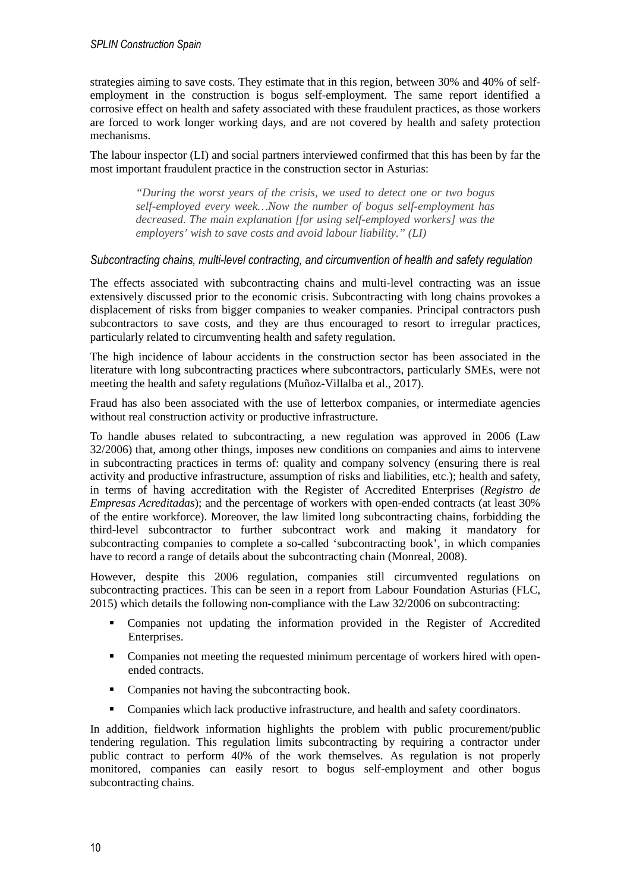strategies aiming to save costs. They estimate that in this region, between 30% and 40% of self-employment in the construction is bogus self-employment. The same report identified a corrosive effect on health and safety associated with these fraudulent practices, as those workers are forced to work longer working days, and are not covered by health and safety protection mechanisms.

The labour inspector (LI) and social partners interviewed confirmed that this has been by far the most important fraudulent practice in the construction sector in Asturias:

> *"During the worst years of the crisis, we used to detect one or two bogus self-employed every week…Now the number of bogus self-employment has decreased. The main explanation [for using self-employed workers] was the employers' wish to save costs and avoid labour liability." (LI)*

### *Subcontracting chains, multi-level contracting, and circumvention of health and safety regulation*

The effects associated with subcontracting chains and multi-level contracting was an issue extensively discussed prior to the economic crisis. Subcontracting with long chains provokes a displacement of risks from bigger companies to weaker companies. Principal contractors push subcontractors to save costs, and they are thus encouraged to resort to irregular practices, particularly related to circumventing health and safety regulation.

The high incidence of labour accidents in the construction sector has been associated in the literature with long subcontracting practices where subcontractors, particularly SMEs, were not meeting the health and safety regulations (Muñoz-Villalba et al., 2017).

Fraud has also been associated with the use of letterbox companies, or intermediate agencies without real construction activity or productive infrastructure.

To handle abuses related to subcontracting, a new regulation was approved in 2006 (Law 32/2006) that, among other things, imposes new conditions on companies and aims to intervene in subcontracting practices in terms of: quality and company solvency (ensuring there is real activity and productive infrastructure, assumption of risks and liabilities, etc.); health and safety, in terms of having accreditation with the Register of Accredited Enterprises (*Registro de Empresas Acreditadas*); and the percentage of workers with open-ended contracts (at least 30% of the entire workforce). Moreover, the law limited long subcontracting chains, forbidding the third-level subcontractor to further subcontract work and making it mandatory for subcontracting companies to complete a so-called 'subcontracting book', in which companies have to record a range of details about the subcontracting chain (Monreal, 2008).

However, despite this 2006 regulation, companies still circumvented regulations on subcontracting practices. This can be seen in a report from Labour Foundation Asturias (FLC, 2015) which details the following non-compliance with the Law 32/2006 on subcontracting:

- Companies not updating the information provided in the Register of Accredited Enterprises.
- Companies not meeting the requested minimum percentage of workers hired with open-ended contracts.
- Companies not having the subcontracting book.
- Companies which lack productive infrastructure, and health and safety coordinators.

In addition, fieldwork information highlights the problem with public procurement/public tendering regulation. This regulation limits subcontracting by requiring a contractor under public contract to perform 40% of the work themselves. As regulation is not properly monitored, companies can easily resort to bogus self-employment and other bogus subcontracting chains.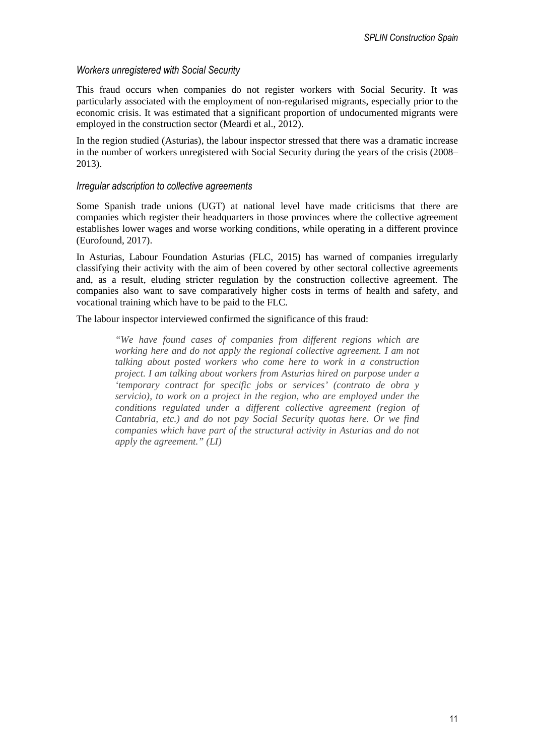### *Workers unregistered with Social Security*

This fraud occurs when companies do not register workers with Social Security. It was particularly associated with the employment of non-regularised migrants, especially prior to the economic crisis. It was estimated that a significant proportion of undocumented migrants were employed in the construction sector (Meardi et al., 2012).

In the region studied (Asturias), the labour inspector stressed that there was a dramatic increase in the number of workers unregistered with Social Security during the years of the crisis (2008–2013).

### *Irregular adscription to collective agreements*

Some Spanish trade unions (UGT) at national level have made criticisms that there are companies which register their headquarters in those provinces where the collective agreement establishes lower wages and worse working conditions, while operating in a different province (Eurofound, 2017).

In Asturias, Labour Foundation Asturias (FLC, 2015) has warned of companies irregularly classifying their activity with the aim of been covered by other sectoral collective agreements and, as a result, eluding stricter regulation by the construction collective agreement. The companies also want to save comparatively higher costs in terms of health and safety, and vocational training which have to be paid to the FLC.

The labour inspector interviewed confirmed the significance of this fraud:

> *"We have found cases of companies from different regions which are working here and do not apply the regional collective agreement. I am not talking about posted workers who come here to work in a construction project. I am talking about workers from Asturias hired on purpose under a 'temporary contract for specific jobs or services' (contrato de obra y servicio), to work on a project in the region, who are employed under the conditions regulated under a different collective agreement (region of Cantabria, etc.) and do not pay Social Security quotas here. Or we find companies which have part of the structural activity in Asturias and do not apply the agreement." (LI)*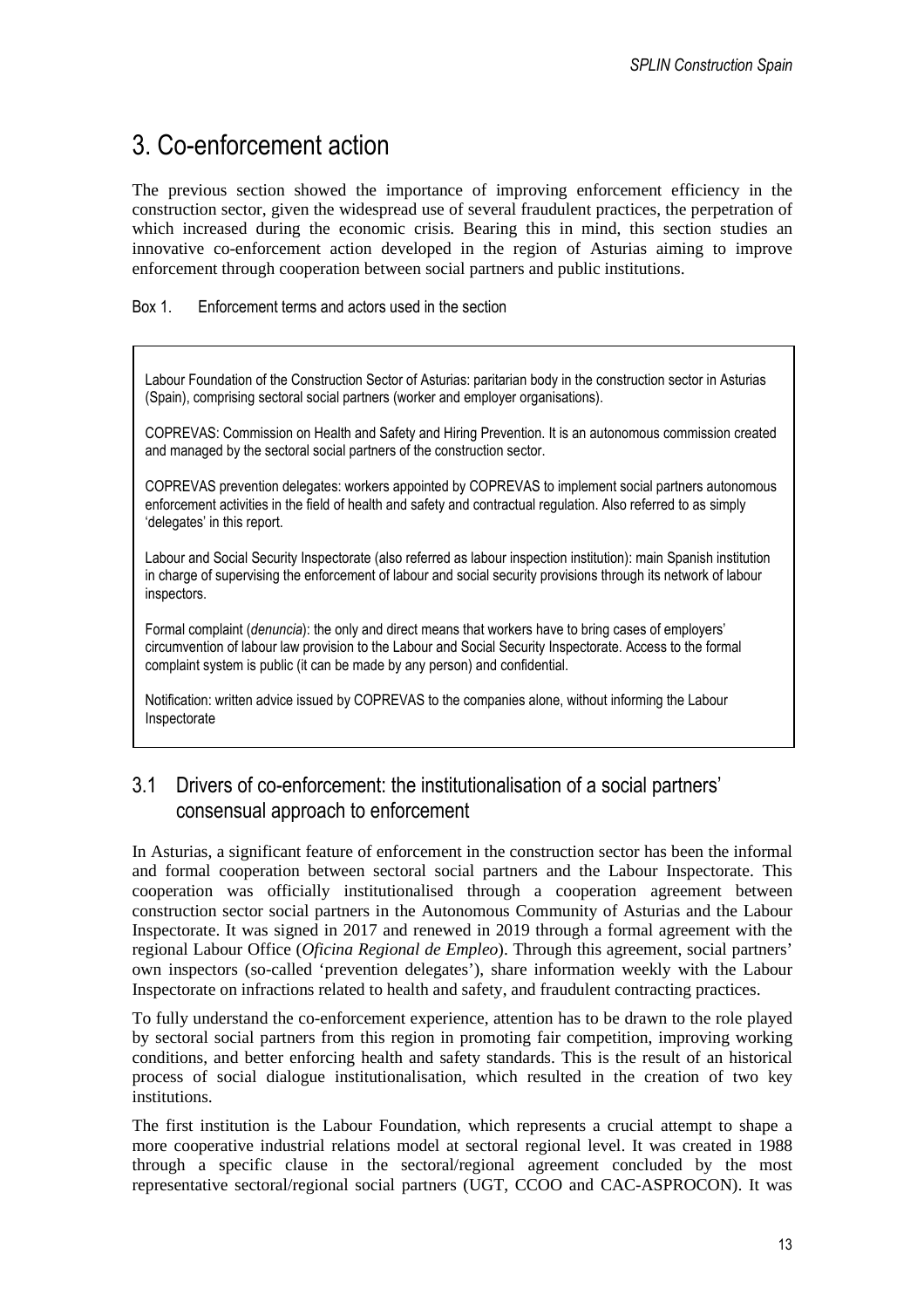# 3. Co-enforcement action

The previous section showed the importance of improving enforcement efficiency in the construction sector, given the widespread use of several fraudulent practices, the perpetration of which increased during the economic crisis. Bearing this in mind, this section studies an innovative co-enforcement action developed in the region of Asturias aiming to improve enforcement through cooperation between social partners and public institutions.

Box 1. Enforcement terms and actors used in the section

> Labour Foundation of the Construction Sector of Asturias: paritarian body in the construction sector in Asturias (Spain), comprising sectoral social partners (worker and employer organisations).
>
> COPREVAS: Commission on Health and Safety and Hiring Prevention. It is an autonomous commission created and managed by the sectoral social partners of the construction sector.
>
> COPREVAS prevention delegates: workers appointed by COPREVAS to implement social partners autonomous enforcement activities in the field of health and safety and contractual regulation. Also referred to as simply 'delegates' in this report.
>
> Labour and Social Security Inspectorate (also referred as labour inspection institution): main Spanish institution in charge of supervising the enforcement of labour and social security provisions through its network of labour inspectors.
>
> Formal complaint (*denuncia*): the only and direct means that workers have to bring cases of employers' circumvention of labour law provision to the Labour and Social Security Inspectorate. Access to the formal complaint system is public (it can be made by any person) and confidential.
>
> Notification: written advice issued by COPREVAS to the companies alone, without informing the Labour Inspectorate

## 3.1 Drivers of co-enforcement: the institutionalisation of a social partners' consensual approach to enforcement

In Asturias, a significant feature of enforcement in the construction sector has been the informal and formal cooperation between sectoral social partners and the Labour Inspectorate. This cooperation was officially institutionalised through a cooperation agreement between construction sector social partners in the Autonomous Community of Asturias and the Labour Inspectorate. It was signed in 2017 and renewed in 2019 through a formal agreement with the regional Labour Office (*Oficina Regional de Empleo*). Through this agreement, social partners' own inspectors (so-called 'prevention delegates'), share information weekly with the Labour Inspectorate on infractions related to health and safety, and fraudulent contracting practices.

To fully understand the co-enforcement experience, attention has to be drawn to the role played by sectoral social partners from this region in promoting fair competition, improving working conditions, and better enforcing health and safety standards. This is the result of an historical process of social dialogue institutionalisation, which resulted in the creation of two key institutions.

The first institution is the Labour Foundation, which represents a crucial attempt to shape a more cooperative industrial relations model at sectoral regional level. It was created in 1988 through a specific clause in the sectoral/regional agreement concluded by the most representative sectoral/regional social partners (UGT, CCOO and CAC-ASPROCON). It was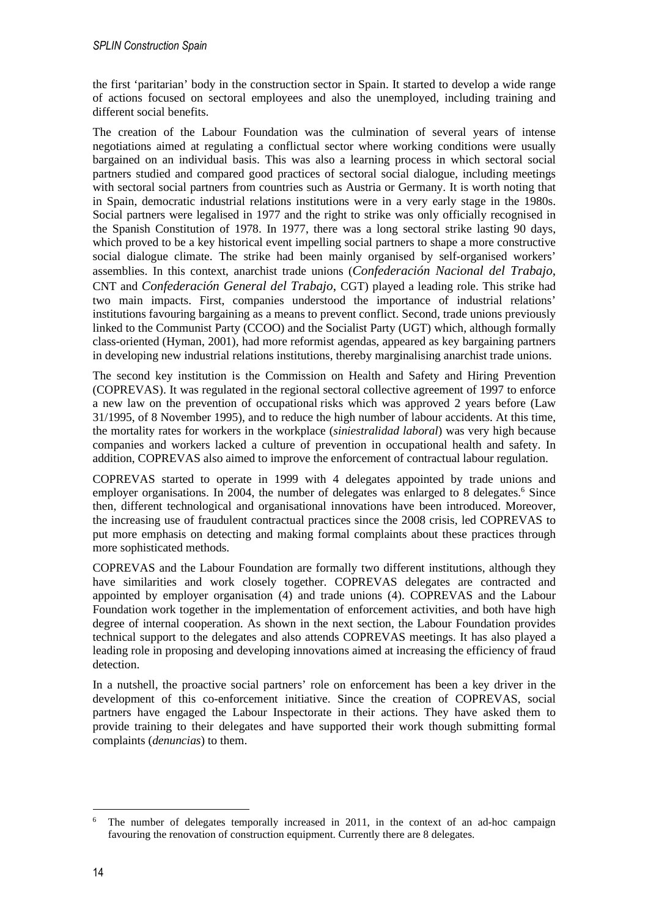the first 'paritarian' body in the construction sector in Spain. It started to develop a wide range of actions focused on sectoral employees and also the unemployed, including training and different social benefits.

The creation of the Labour Foundation was the culmination of several years of intense negotiations aimed at regulating a conflictual sector where working conditions were usually bargained on an individual basis. This was also a learning process in which sectoral social partners studied and compared good practices of sectoral social dialogue, including meetings with sectoral social partners from countries such as Austria or Germany. It is worth noting that in Spain, democratic industrial relations institutions were in a very early stage in the 1980s. Social partners were legalised in 1977 and the right to strike was only officially recognised in the Spanish Constitution of 1978. In 1977, there was a long sectoral strike lasting 90 days, which proved to be a key historical event impelling social partners to shape a more constructive social dialogue climate. The strike had been mainly organised by self-organised workers' assemblies. In this context, anarchist trade unions (*Confederación Nacional del Trabajo*, CNT and *Confederación General del Trabajo*, CGT) played a leading role. This strike had two main impacts. First, companies understood the importance of industrial relations' institutions favouring bargaining as a means to prevent conflict. Second, trade unions previously linked to the Communist Party (CCOO) and the Socialist Party (UGT) which, although formally class-oriented (Hyman, 2001), had more reformist agendas, appeared as key bargaining partners in developing new industrial relations institutions, thereby marginalising anarchist trade unions.

The second key institution is the Commission on Health and Safety and Hiring Prevention (COPREVAS). It was regulated in the regional sectoral collective agreement of 1997 to enforce a new law on the prevention of occupational risks which was approved 2 years before (Law 31/1995, of 8 November 1995), and to reduce the high number of labour accidents. At this time, the mortality rates for workers in the workplace (*siniestralidad laboral*) was very high because companies and workers lacked a culture of prevention in occupational health and safety. In addition, COPREVAS also aimed to improve the enforcement of contractual labour regulation.

COPREVAS started to operate in 1999 with 4 delegates appointed by trade unions and employer organisations. In 2004, the number of delegates was enlarged to 8 delegates.[6] Since then, different technological and organisational innovations have been introduced. Moreover, the increasing use of fraudulent contractual practices since the 2008 crisis, led COPREVAS to put more emphasis on detecting and making formal complaints about these practices through more sophisticated methods.

COPREVAS and the Labour Foundation are formally two different institutions, although they have similarities and work closely together. COPREVAS delegates are contracted and appointed by employer organisation (4) and trade unions (4). COPREVAS and the Labour Foundation work together in the implementation of enforcement activities, and both have high degree of internal cooperation. As shown in the next section, the Labour Foundation provides technical support to the delegates and also attends COPREVAS meetings. It has also played a leading role in proposing and developing innovations aimed at increasing the efficiency of fraud detection.

In a nutshell, the proactive social partners' role on enforcement has been a key driver in the development of this co-enforcement initiative. Since the creation of COPREVAS, social partners have engaged the Labour Inspectorate in their actions. They have asked them to provide training to their delegates and have supported their work though submitting formal complaints (*denuncias*) to them.

---

[6] The number of delegates temporally increased in 2011, in the context of an ad-hoc campaign favouring the renovation of construction equipment. Currently there are 8 delegates.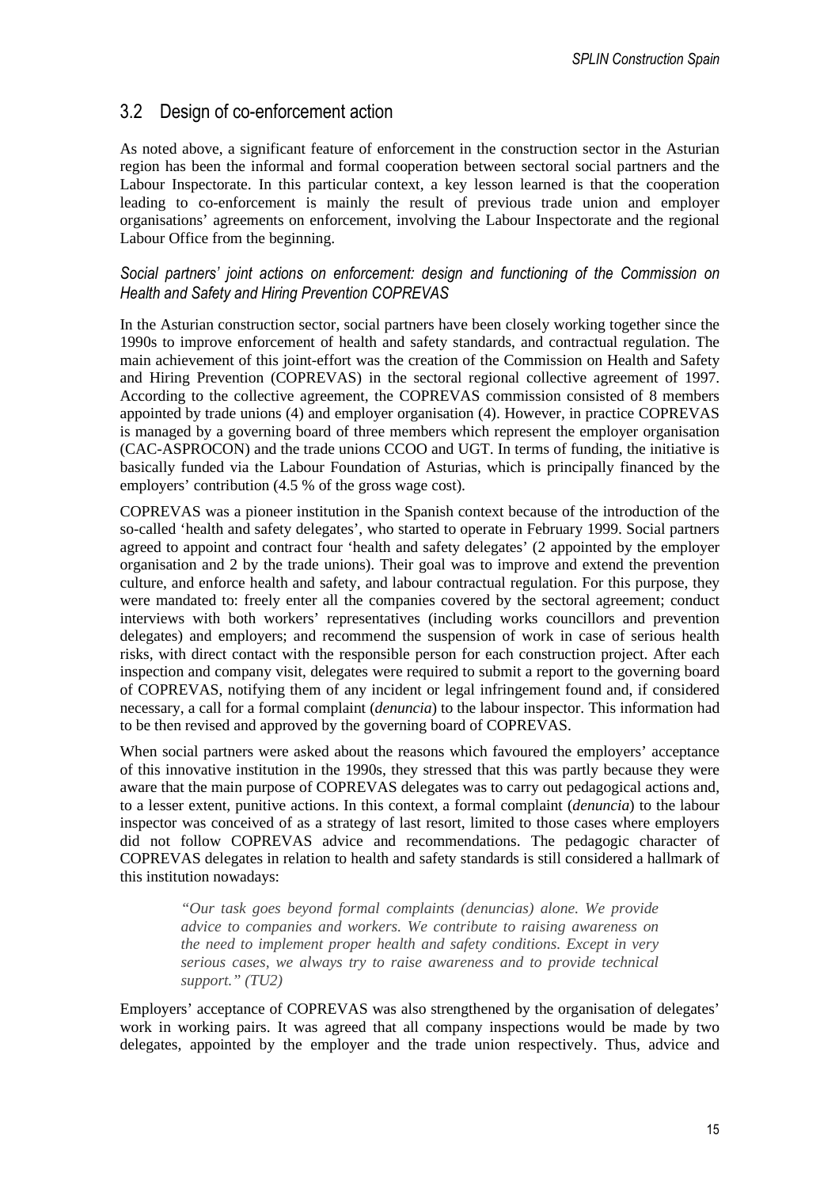## 3.2 Design of co-enforcement action

As noted above, a significant feature of enforcement in the construction sector in the Asturian region has been the informal and formal cooperation between sectoral social partners and the Labour Inspectorate. In this particular context, a key lesson learned is that the cooperation leading to co-enforcement is mainly the result of previous trade union and employer organisations' agreements on enforcement, involving the Labour Inspectorate and the regional Labour Office from the beginning.

*Social partners' joint actions on enforcement: design and functioning of the Commission on Health and Safety and Hiring Prevention COPREVAS*

In the Asturian construction sector, social partners have been closely working together since the 1990s to improve enforcement of health and safety standards, and contractual regulation. The main achievement of this joint-effort was the creation of the Commission on Health and Safety and Hiring Prevention (COPREVAS) in the sectoral regional collective agreement of 1997. According to the collective agreement, the COPREVAS commission consisted of 8 members appointed by trade unions (4) and employer organisation (4). However, in practice COPREVAS is managed by a governing board of three members which represent the employer organisation (CAC-ASPROCON) and the trade unions CCOO and UGT. In terms of funding, the initiative is basically funded via the Labour Foundation of Asturias, which is principally financed by the employers' contribution (4.5 % of the gross wage cost).

COPREVAS was a pioneer institution in the Spanish context because of the introduction of the so-called 'health and safety delegates', who started to operate in February 1999. Social partners agreed to appoint and contract four 'health and safety delegates' (2 appointed by the employer organisation and 2 by the trade unions). Their goal was to improve and extend the prevention culture, and enforce health and safety, and labour contractual regulation. For this purpose, they were mandated to: freely enter all the companies covered by the sectoral agreement; conduct interviews with both workers' representatives (including works councillors and prevention delegates) and employers; and recommend the suspension of work in case of serious health risks, with direct contact with the responsible person for each construction project. After each inspection and company visit, delegates were required to submit a report to the governing board of COPREVAS, notifying them of any incident or legal infringement found and, if considered necessary, a call for a formal complaint (*denuncia*) to the labour inspector. This information had to be then revised and approved by the governing board of COPREVAS.

When social partners were asked about the reasons which favoured the employers' acceptance of this innovative institution in the 1990s, they stressed that this was partly because they were aware that the main purpose of COPREVAS delegates was to carry out pedagogical actions and, to a lesser extent, punitive actions. In this context, a formal complaint (*denuncia*) to the labour inspector was conceived of as a strategy of last resort, limited to those cases where employers did not follow COPREVAS advice and recommendations. The pedagogic character of COPREVAS delegates in relation to health and safety standards is still considered a hallmark of this institution nowadays:

> *"Our task goes beyond formal complaints (denuncias) alone. We provide advice to companies and workers. We contribute to raising awareness on the need to implement proper health and safety conditions. Except in very serious cases, we always try to raise awareness and to provide technical support." (TU2)*

Employers' acceptance of COPREVAS was also strengthened by the organisation of delegates' work in working pairs. It was agreed that all company inspections would be made by two delegates, appointed by the employer and the trade union respectively. Thus, advice and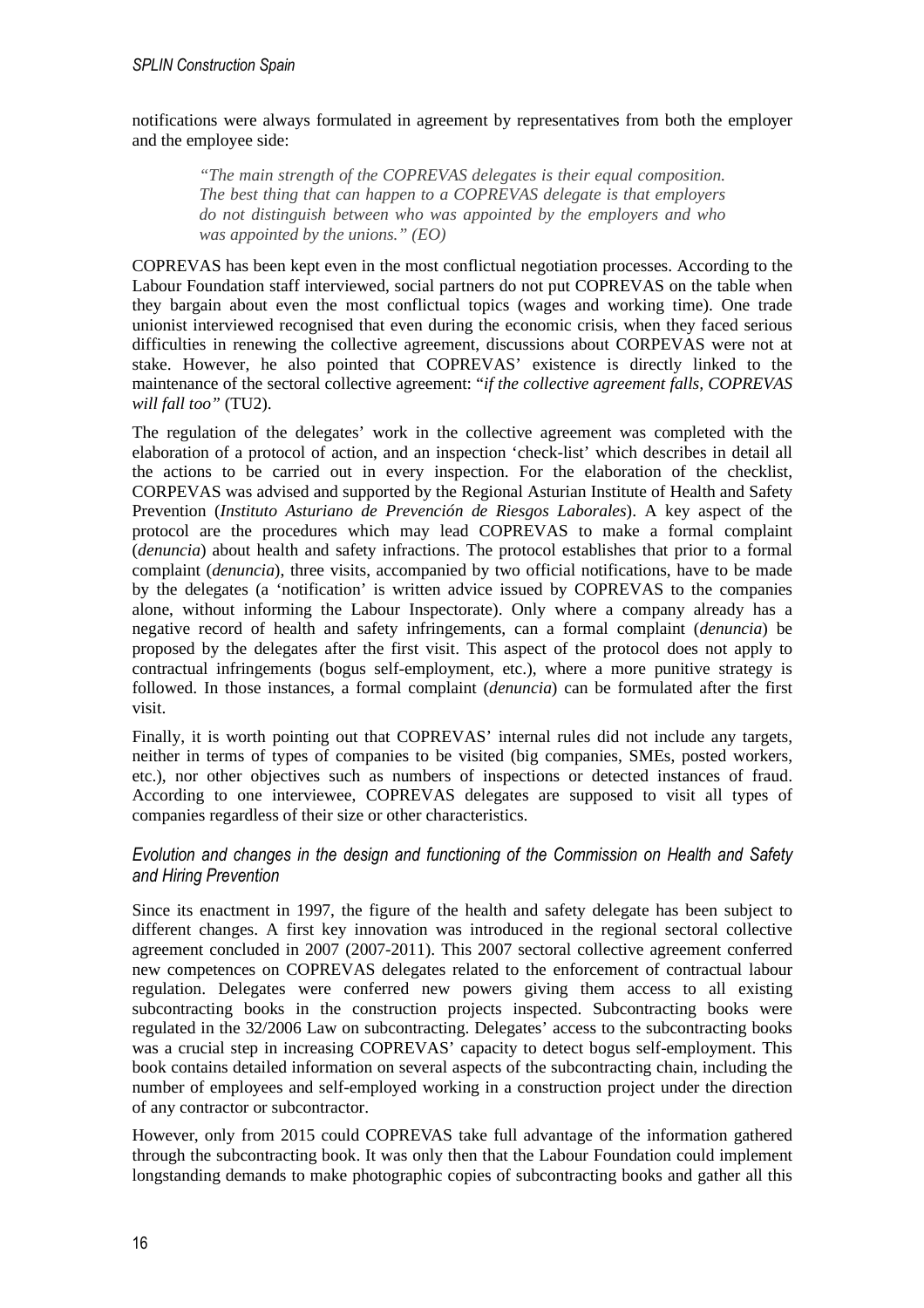notifications were always formulated in agreement by representatives from both the employer and the employee side:

> *"The main strength of the COPREVAS delegates is their equal composition. The best thing that can happen to a COPREVAS delegate is that employers do not distinguish between who was appointed by the employers and who was appointed by the unions." (EO)*

COPREVAS has been kept even in the most conflictual negotiation processes. According to the Labour Foundation staff interviewed, social partners do not put COPREVAS on the table when they bargain about even the most conflictual topics (wages and working time). One trade unionist interviewed recognised that even during the economic crisis, when they faced serious difficulties in renewing the collective agreement, discussions about CORPEVAS were not at stake. However, he also pointed that COPREVAS' existence is directly linked to the maintenance of the sectoral collective agreement: "*if the collective agreement falls, COPREVAS will fall too"* (TU2).

The regulation of the delegates' work in the collective agreement was completed with the elaboration of a protocol of action, and an inspection 'check-list' which describes in detail all the actions to be carried out in every inspection. For the elaboration of the checklist, CORPEVAS was advised and supported by the Regional Asturian Institute of Health and Safety Prevention (*Instituto Asturiano de Prevención de Riesgos Laborales*). A key aspect of the protocol are the procedures which may lead COPREVAS to make a formal complaint (*denuncia*) about health and safety infractions. The protocol establishes that prior to a formal complaint (*denuncia*), three visits, accompanied by two official notifications, have to be made by the delegates (a 'notification' is written advice issued by COPREVAS to the companies alone, without informing the Labour Inspectorate). Only where a company already has a negative record of health and safety infringements, can a formal complaint (*denuncia*) be proposed by the delegates after the first visit. This aspect of the protocol does not apply to contractual infringements (bogus self-employment, etc.), where a more punitive strategy is followed. In those instances, a formal complaint (*denuncia*) can be formulated after the first visit.

Finally, it is worth pointing out that COPREVAS' internal rules did not include any targets, neither in terms of types of companies to be visited (big companies, SMEs, posted workers, etc.), nor other objectives such as numbers of inspections or detected instances of fraud. According to one interviewee, COPREVAS delegates are supposed to visit all types of companies regardless of their size or other characteristics.

### *Evolution and changes in the design and functioning of the Commission on Health and Safety and Hiring Prevention*

Since its enactment in 1997, the figure of the health and safety delegate has been subject to different changes. A first key innovation was introduced in the regional sectoral collective agreement concluded in 2007 (2007-2011). This 2007 sectoral collective agreement conferred new competences on COPREVAS delegates related to the enforcement of contractual labour regulation. Delegates were conferred new powers giving them access to all existing subcontracting books in the construction projects inspected. Subcontracting books were regulated in the 32/2006 Law on subcontracting. Delegates' access to the subcontracting books was a crucial step in increasing COPREVAS' capacity to detect bogus self-employment. This book contains detailed information on several aspects of the subcontracting chain, including the number of employees and self-employed working in a construction project under the direction of any contractor or subcontractor.

However, only from 2015 could COPREVAS take full advantage of the information gathered through the subcontracting book. It was only then that the Labour Foundation could implement longstanding demands to make photographic copies of subcontracting books and gather all this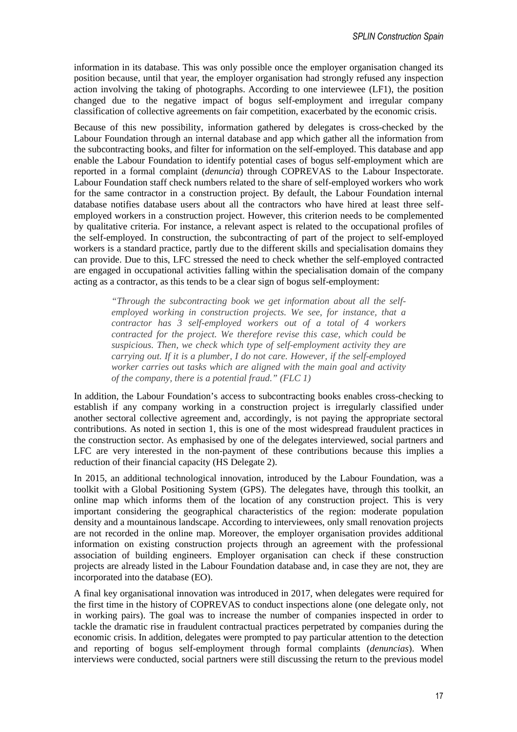information in its database. This was only possible once the employer organisation changed its position because, until that year, the employer organisation had strongly refused any inspection action involving the taking of photographs. According to one interviewee (LF1), the position changed due to the negative impact of bogus self-employment and irregular company classification of collective agreements on fair competition, exacerbated by the economic crisis.

Because of this new possibility, information gathered by delegates is cross-checked by the Labour Foundation through an internal database and app which gather all the information from the subcontracting books, and filter for information on the self-employed. This database and app enable the Labour Foundation to identify potential cases of bogus self-employment which are reported in a formal complaint (*denuncia*) through COPREVAS to the Labour Inspectorate. Labour Foundation staff check numbers related to the share of self-employed workers who work for the same contractor in a construction project. By default, the Labour Foundation internal database notifies database users about all the contractors who have hired at least three self-employed workers in a construction project. However, this criterion needs to be complemented by qualitative criteria. For instance, a relevant aspect is related to the occupational profiles of the self-employed. In construction, the subcontracting of part of the project to self-employed workers is a standard practice, partly due to the different skills and specialisation domains they can provide. Due to this, LFC stressed the need to check whether the self-employed contracted are engaged in occupational activities falling within the specialisation domain of the company acting as a contractor, as this tends to be a clear sign of bogus self-employment:

> *"Through the subcontracting book we get information about all the self-employed working in construction projects. We see, for instance, that a contractor has 3 self-employed workers out of a total of 4 workers contracted for the project. We therefore revise this case, which could be suspicious. Then, we check which type of self-employment activity they are carrying out. If it is a plumber, I do not care. However, if the self-employed worker carries out tasks which are aligned with the main goal and activity of the company, there is a potential fraud." (FLC 1)*

In addition, the Labour Foundation's access to subcontracting books enables cross-checking to establish if any company working in a construction project is irregularly classified under another sectoral collective agreement and, accordingly, is not paying the appropriate sectoral contributions. As noted in section 1, this is one of the most widespread fraudulent practices in the construction sector. As emphasised by one of the delegates interviewed, social partners and LFC are very interested in the non-payment of these contributions because this implies a reduction of their financial capacity (HS Delegate 2).

In 2015, an additional technological innovation, introduced by the Labour Foundation, was a toolkit with a Global Positioning System (GPS). The delegates have, through this toolkit, an online map which informs them of the location of any construction project. This is very important considering the geographical characteristics of the region: moderate population density and a mountainous landscape. According to interviewees, only small renovation projects are not recorded in the online map. Moreover, the employer organisation provides additional information on existing construction projects through an agreement with the professional association of building engineers. Employer organisation can check if these construction projects are already listed in the Labour Foundation database and, in case they are not, they are incorporated into the database (EO).

A final key organisational innovation was introduced in 2017, when delegates were required for the first time in the history of COPREVAS to conduct inspections alone (one delegate only, not in working pairs). The goal was to increase the number of companies inspected in order to tackle the dramatic rise in fraudulent contractual practices perpetrated by companies during the economic crisis. In addition, delegates were prompted to pay particular attention to the detection and reporting of bogus self-employment through formal complaints (*denuncias*). When interviews were conducted, social partners were still discussing the return to the previous model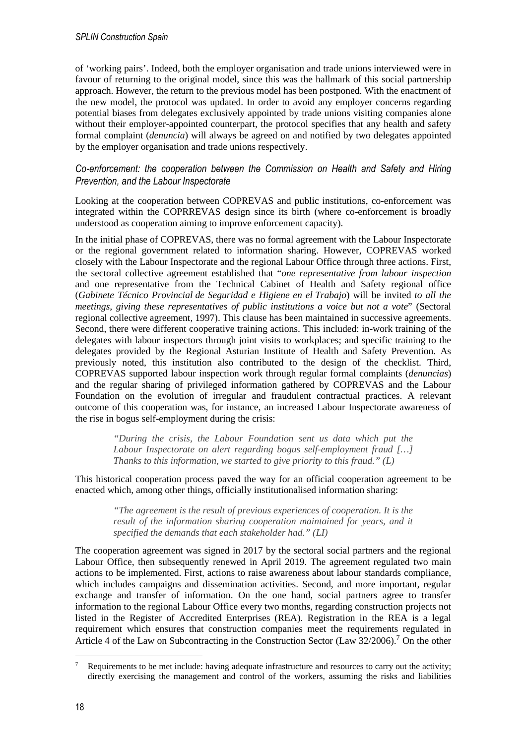of 'working pairs'. Indeed, both the employer organisation and trade unions interviewed were in favour of returning to the original model, since this was the hallmark of this social partnership approach. However, the return to the previous model has been postponed. With the enactment of the new model, the protocol was updated. In order to avoid any employer concerns regarding potential biases from delegates exclusively appointed by trade unions visiting companies alone without their employer-appointed counterpart, the protocol specifies that any health and safety formal complaint (*denuncia*) will always be agreed on and notified by two delegates appointed by the employer organisation and trade unions respectively.

### *Co-enforcement: the cooperation between the Commission on Health and Safety and Hiring Prevention, and the Labour Inspectorate*

Looking at the cooperation between COPREVAS and public institutions, co-enforcement was integrated within the COPRREVAS design since its birth (where co-enforcement is broadly understood as cooperation aiming to improve enforcement capacity).

In the initial phase of COPREVAS, there was no formal agreement with the Labour Inspectorate or the regional government related to information sharing. However, COPREVAS worked closely with the Labour Inspectorate and the regional Labour Office through three actions. First, the sectoral collective agreement established that "*one representative from labour inspection* and one representative from the Technical Cabinet of Health and Safety regional office (*Gabinete Técnico Provincial de Seguridad e Higiene en el Trabajo*) will be invited *to all the meetings, giving these representatives of public institutions a voice but not a vote*" (Sectoral regional collective agreement, 1997). This clause has been maintained in successive agreements. Second, there were different cooperative training actions. This included: in-work training of the delegates with labour inspectors through joint visits to workplaces; and specific training to the delegates provided by the Regional Asturian Institute of Health and Safety Prevention. As previously noted, this institution also contributed to the design of the checklist. Third, COPREVAS supported labour inspection work through regular formal complaints (*denuncias*) and the regular sharing of privileged information gathered by COPREVAS and the Labour Foundation on the evolution of irregular and fraudulent contractual practices. A relevant outcome of this cooperation was, for instance, an increased Labour Inspectorate awareness of the rise in bogus self-employment during the crisis:

> *"During the crisis, the Labour Foundation sent us data which put the Labour Inspectorate on alert regarding bogus self-employment fraud […] Thanks to this information, we started to give priority to this fraud." (L)*

This historical cooperation process paved the way for an official cooperation agreement to be enacted which, among other things, officially institutionalised information sharing:

> *"The agreement is the result of previous experiences of cooperation. It is the result of the information sharing cooperation maintained for years, and it specified the demands that each stakeholder had." (LI)*

The cooperation agreement was signed in 2017 by the sectoral social partners and the regional Labour Office, then subsequently renewed in April 2019. The agreement regulated two main actions to be implemented. First, actions to raise awareness about labour standards compliance, which includes campaigns and dissemination activities. Second, and more important, regular exchange and transfer of information. On the one hand, social partners agree to transfer information to the regional Labour Office every two months, regarding construction projects not listed in the Register of Accredited Enterprises (REA). Registration in the REA is a legal requirement which ensures that construction companies meet the requirements regulated in Article 4 of the Law on Subcontracting in the Construction Sector (Law 32/2006).[7] On the other

[7] Requirements to be met include: having adequate infrastructure and resources to carry out the activity; directly exercising the management and control of the workers, assuming the risks and liabilities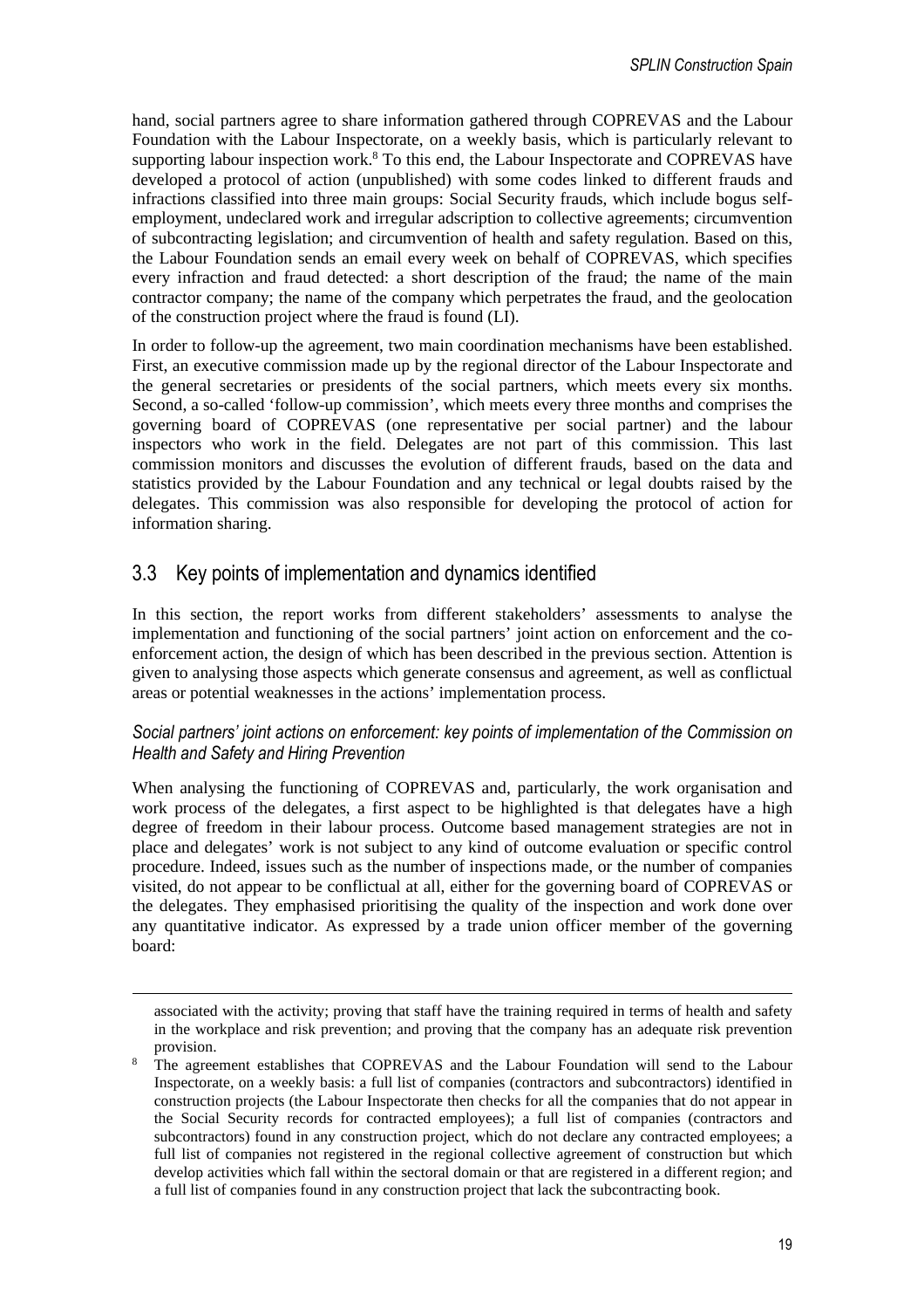hand, social partners agree to share information gathered through COPREVAS and the Labour Foundation with the Labour Inspectorate, on a weekly basis, which is particularly relevant to supporting labour inspection work.[8] To this end, the Labour Inspectorate and COPREVAS have developed a protocol of action (unpublished) with some codes linked to different frauds and infractions classified into three main groups: Social Security frauds, which include bogus self-employment, undeclared work and irregular adscription to collective agreements; circumvention of subcontracting legislation; and circumvention of health and safety regulation. Based on this, the Labour Foundation sends an email every week on behalf of COPREVAS, which specifies every infraction and fraud detected: a short description of the fraud; the name of the main contractor company; the name of the company which perpetrates the fraud, and the geolocation of the construction project where the fraud is found (LI).

In order to follow-up the agreement, two main coordination mechanisms have been established. First, an executive commission made up by the regional director of the Labour Inspectorate and the general secretaries or presidents of the social partners, which meets every six months. Second, a so-called 'follow-up commission', which meets every three months and comprises the governing board of COPREVAS (one representative per social partner) and the labour inspectors who work in the field. Delegates are not part of this commission. This last commission monitors and discusses the evolution of different frauds, based on the data and statistics provided by the Labour Foundation and any technical or legal doubts raised by the delegates. This commission was also responsible for developing the protocol of action for information sharing.

## 3.3 Key points of implementation and dynamics identified

In this section, the report works from different stakeholders' assessments to analyse the implementation and functioning of the social partners' joint action on enforcement and the co-enforcement action, the design of which has been described in the previous section. Attention is given to analysing those aspects which generate consensus and agreement, as well as conflictual areas or potential weaknesses in the actions' implementation process.

### *Social partners' joint actions on enforcement: key points of implementation of the Commission on Health and Safety and Hiring Prevention*

When analysing the functioning of COPREVAS and, particularly, the work organisation and work process of the delegates, a first aspect to be highlighted is that delegates have a high degree of freedom in their labour process. Outcome based management strategies are not in place and delegates' work is not subject to any kind of outcome evaluation or specific control procedure. Indeed, issues such as the number of inspections made, or the number of companies visited, do not appear to be conflictual at all, either for the governing board of COPREVAS or the delegates. They emphasised prioritising the quality of the inspection and work done over any quantitative indicator. As expressed by a trade union officer member of the governing board:

---

associated with the activity; proving that staff have the training required in terms of health and safety in the workplace and risk prevention; and proving that the company has an adequate risk prevention provision.

[8] The agreement establishes that COPREVAS and the Labour Foundation will send to the Labour Inspectorate, on a weekly basis: a full list of companies (contractors and subcontractors) identified in construction projects (the Labour Inspectorate then checks for all the companies that do not appear in the Social Security records for contracted employees); a full list of companies (contractors and subcontractors) found in any construction project, which do not declare any contracted employees; a full list of companies not registered in the regional collective agreement of construction but which develop activities which fall within the sectoral domain or that are registered in a different region; and a full list of companies found in any construction project that lack the subcontracting book.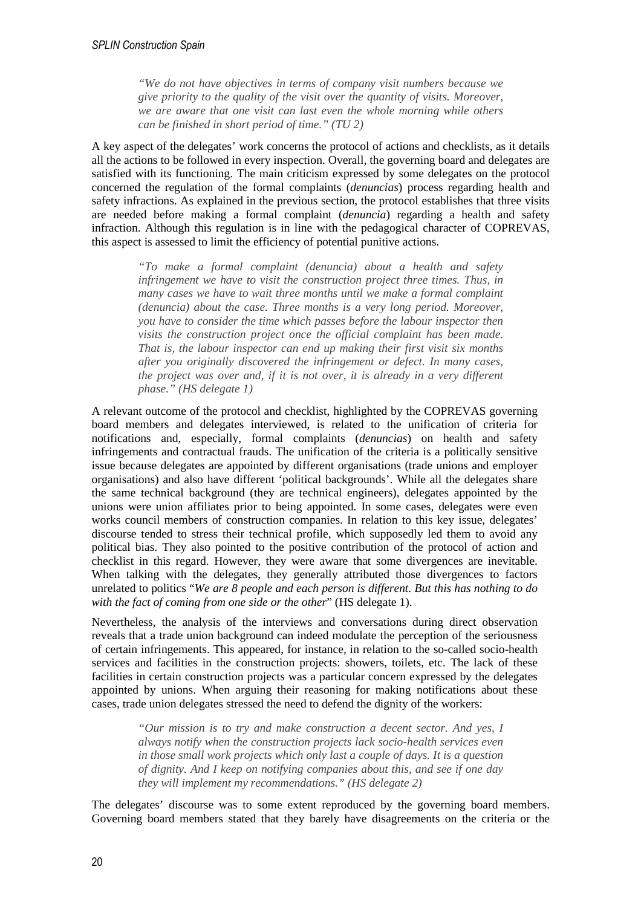> *"We do not have objectives in terms of company visit numbers because we give priority to the quality of the visit over the quantity of visits. Moreover, we are aware that one visit can last even the whole morning while others can be finished in short period of time." (TU 2)*

A key aspect of the delegates' work concerns the protocol of actions and checklists, as it details all the actions to be followed in every inspection. Overall, the governing board and delegates are satisfied with its functioning. The main criticism expressed by some delegates on the protocol concerned the regulation of the formal complaints (*denuncias*) process regarding health and safety infractions. As explained in the previous section, the protocol establishes that three visits are needed before making a formal complaint (*denuncia*) regarding a health and safety infraction. Although this regulation is in line with the pedagogical character of COPREVAS, this aspect is assessed to limit the efficiency of potential punitive actions.

> *"To make a formal complaint (denuncia) about a health and safety infringement we have to visit the construction project three times. Thus, in many cases we have to wait three months until we make a formal complaint (denuncia) about the case. Three months is a very long period. Moreover, you have to consider the time which passes before the labour inspector then visits the construction project once the official complaint has been made. That is, the labour inspector can end up making their first visit six months after you originally discovered the infringement or defect. In many cases, the project was over and, if it is not over, it is already in a very different phase." (HS delegate 1)*

A relevant outcome of the protocol and checklist, highlighted by the COPREVAS governing board members and delegates interviewed, is related to the unification of criteria for notifications and, especially, formal complaints (*denuncias*) on health and safety infringements and contractual frauds. The unification of the criteria is a politically sensitive issue because delegates are appointed by different organisations (trade unions and employer organisations) and also have different 'political backgrounds'. While all the delegates share the same technical background (they are technical engineers), delegates appointed by the unions were union affiliates prior to being appointed. In some cases, delegates were even works council members of construction companies. In relation to this key issue, delegates' discourse tended to stress their technical profile, which supposedly led them to avoid any political bias. They also pointed to the positive contribution of the protocol of action and checklist in this regard. However, they were aware that some divergences are inevitable. When talking with the delegates, they generally attributed those divergences to factors unrelated to politics "*We are 8 people and each person is different. But this has nothing to do with the fact of coming from one side or the other*" (HS delegate 1).

Nevertheless, the analysis of the interviews and conversations during direct observation reveals that a trade union background can indeed modulate the perception of the seriousness of certain infringements. This appeared, for instance, in relation to the so-called socio-health services and facilities in the construction projects: showers, toilets, etc. The lack of these facilities in certain construction projects was a particular concern expressed by the delegates appointed by unions. When arguing their reasoning for making notifications about these cases, trade union delegates stressed the need to defend the dignity of the workers:

> *"Our mission is to try and make construction a decent sector. And yes, I always notify when the construction projects lack socio-health services even in those small work projects which only last a couple of days. It is a question of dignity. And I keep on notifying companies about this, and see if one day they will implement my recommendations." (HS delegate 2)*

The delegates' discourse was to some extent reproduced by the governing board members. Governing board members stated that they barely have disagreements on the criteria or the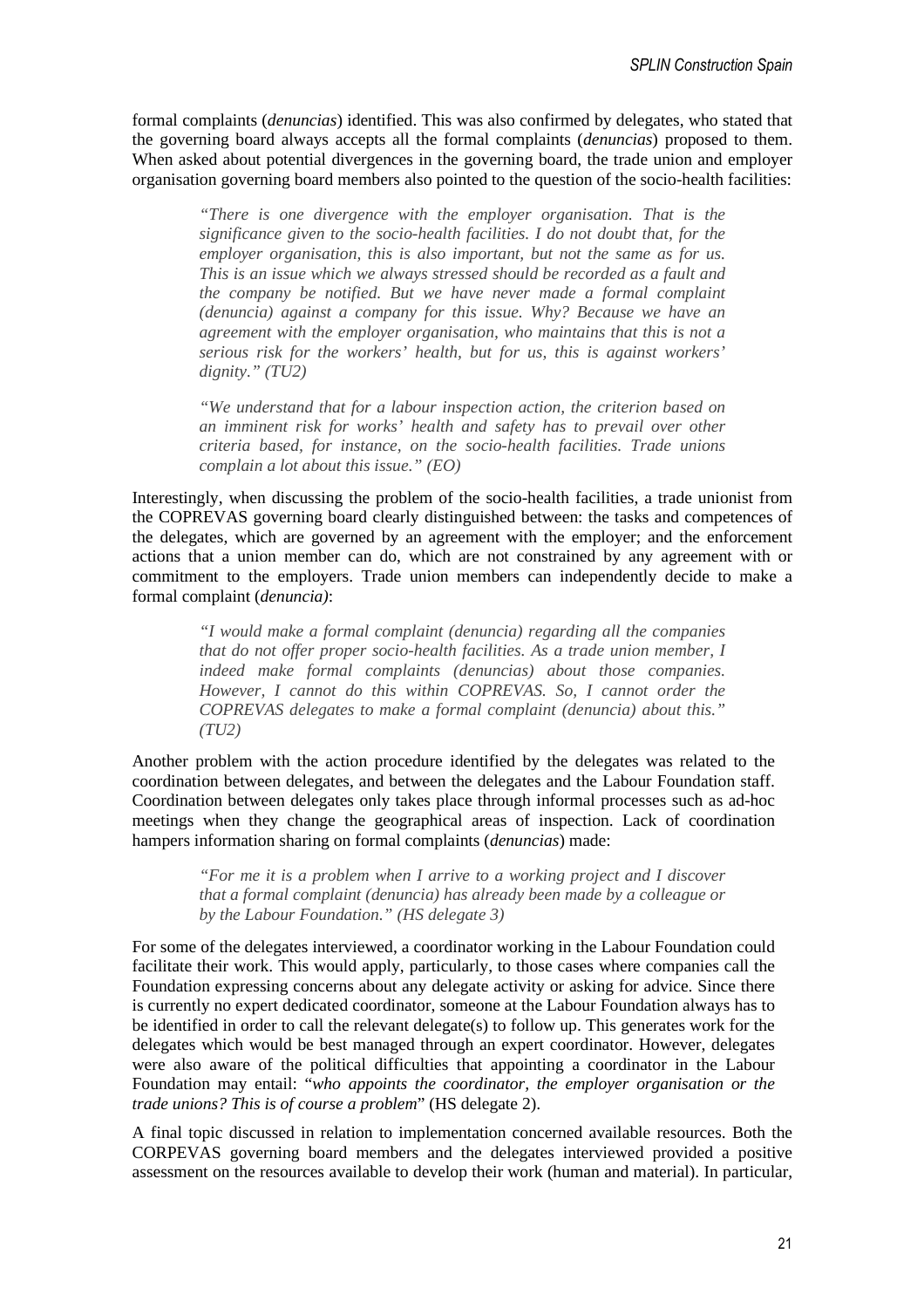formal complaints (*denuncias*) identified. This was also confirmed by delegates, who stated that the governing board always accepts all the formal complaints (*denuncias*) proposed to them. When asked about potential divergences in the governing board, the trade union and employer organisation governing board members also pointed to the question of the socio-health facilities:

> *"There is one divergence with the employer organisation. That is the significance given to the socio-health facilities. I do not doubt that, for the employer organisation, this is also important, but not the same as for us. This is an issue which we always stressed should be recorded as a fault and the company be notified. But we have never made a formal complaint (denuncia) against a company for this issue. Why? Because we have an agreement with the employer organisation, who maintains that this is not a serious risk for the workers' health, but for us, this is against workers' dignity." (TU2)*

> *"We understand that for a labour inspection action, the criterion based on an imminent risk for works' health and safety has to prevail over other criteria based, for instance, on the socio-health facilities. Trade unions complain a lot about this issue." (EO)*

Interestingly, when discussing the problem of the socio-health facilities, a trade unionist from the COPREVAS governing board clearly distinguished between: the tasks and competences of the delegates, which are governed by an agreement with the employer; and the enforcement actions that a union member can do, which are not constrained by any agreement with or commitment to the employers. Trade union members can independently decide to make a formal complaint (*denuncia)*:

> *"I would make a formal complaint (denuncia) regarding all the companies that do not offer proper socio-health facilities. As a trade union member, I indeed make formal complaints (denuncias) about those companies. However, I cannot do this within COPREVAS. So, I cannot order the COPREVAS delegates to make a formal complaint (denuncia) about this." (TU2)*

Another problem with the action procedure identified by the delegates was related to the coordination between delegates, and between the delegates and the Labour Foundation staff. Coordination between delegates only takes place through informal processes such as ad-hoc meetings when they change the geographical areas of inspection. Lack of coordination hampers information sharing on formal complaints (*denuncias*) made:

> *"For me it is a problem when I arrive to a working project and I discover that a formal complaint (denuncia) has already been made by a colleague or by the Labour Foundation." (HS delegate 3)*

For some of the delegates interviewed, a coordinator working in the Labour Foundation could facilitate their work. This would apply, particularly, to those cases where companies call the Foundation expressing concerns about any delegate activity or asking for advice. Since there is currently no expert dedicated coordinator, someone at the Labour Foundation always has to be identified in order to call the relevant delegate(s) to follow up. This generates work for the delegates which would be best managed through an expert coordinator. However, delegates were also aware of the political difficulties that appointing a coordinator in the Labour Foundation may entail: "*who appoints the coordinator, the employer organisation or the trade unions? This is of course a problem*" (HS delegate 2).

A final topic discussed in relation to implementation concerned available resources. Both the CORPEVAS governing board members and the delegates interviewed provided a positive assessment on the resources available to develop their work (human and material). In particular,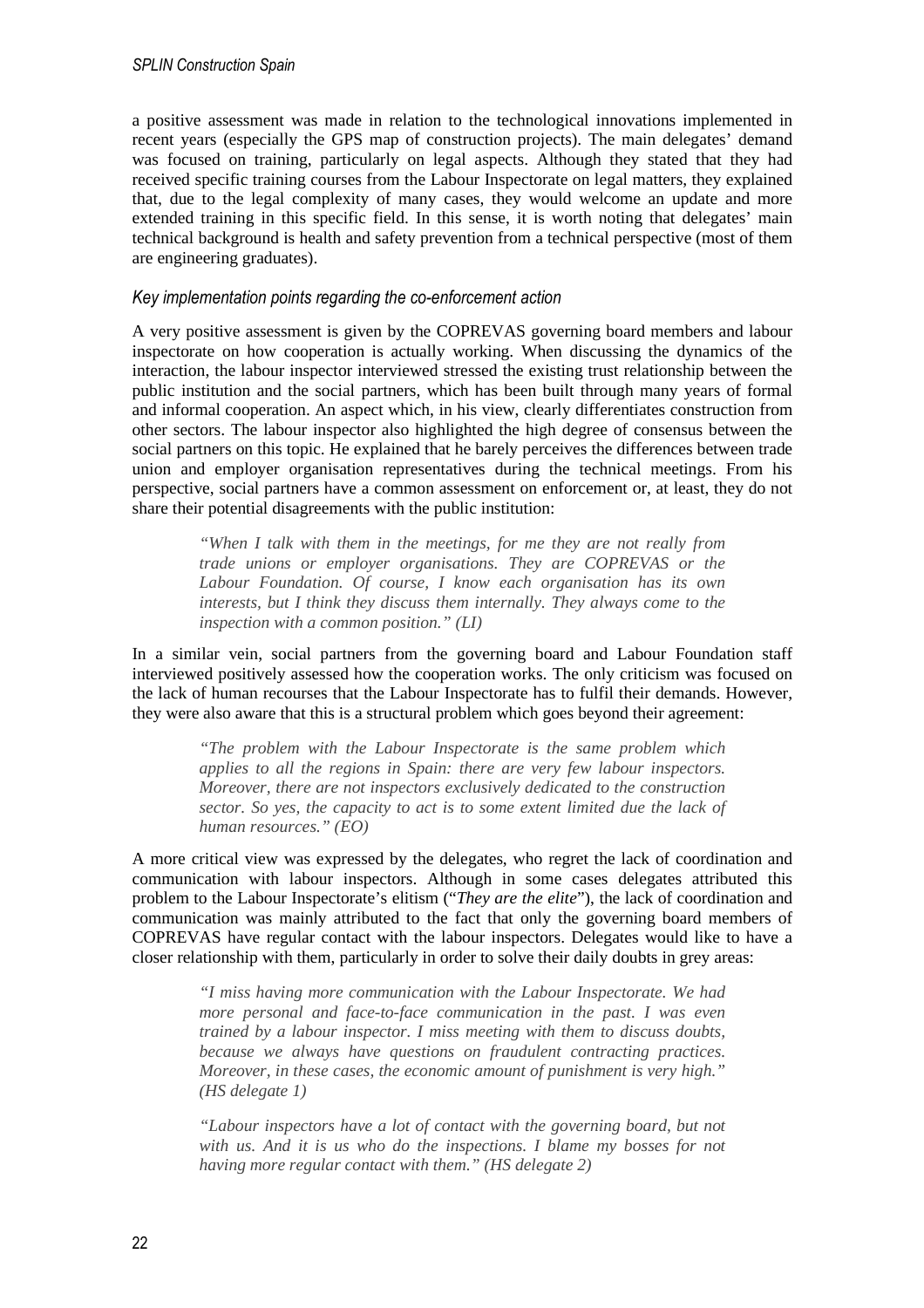a positive assessment was made in relation to the technological innovations implemented in recent years (especially the GPS map of construction projects). The main delegates' demand was focused on training, particularly on legal aspects. Although they stated that they had received specific training courses from the Labour Inspectorate on legal matters, they explained that, due to the legal complexity of many cases, they would welcome an update and more extended training in this specific field. In this sense, it is worth noting that delegates' main technical background is health and safety prevention from a technical perspective (most of them are engineering graduates).

### *Key implementation points regarding the co-enforcement action*

A very positive assessment is given by the COPREVAS governing board members and labour inspectorate on how cooperation is actually working. When discussing the dynamics of the interaction, the labour inspector interviewed stressed the existing trust relationship between the public institution and the social partners, which has been built through many years of formal and informal cooperation. An aspect which, in his view, clearly differentiates construction from other sectors. The labour inspector also highlighted the high degree of consensus between the social partners on this topic. He explained that he barely perceives the differences between trade union and employer organisation representatives during the technical meetings. From his perspective, social partners have a common assessment on enforcement or, at least, they do not share their potential disagreements with the public institution:

> *"When I talk with them in the meetings, for me they are not really from trade unions or employer organisations. They are COPREVAS or the Labour Foundation. Of course, I know each organisation has its own interests, but I think they discuss them internally. They always come to the inspection with a common position." (LI)*

In a similar vein, social partners from the governing board and Labour Foundation staff interviewed positively assessed how the cooperation works. The only criticism was focused on the lack of human recourses that the Labour Inspectorate has to fulfil their demands. However, they were also aware that this is a structural problem which goes beyond their agreement:

> *"The problem with the Labour Inspectorate is the same problem which applies to all the regions in Spain: there are very few labour inspectors. Moreover, there are not inspectors exclusively dedicated to the construction sector. So yes, the capacity to act is to some extent limited due the lack of human resources." (EO)*

A more critical view was expressed by the delegates, who regret the lack of coordination and communication with labour inspectors. Although in some cases delegates attributed this problem to the Labour Inspectorate's elitism ("*They are the elite*"), the lack of coordination and communication was mainly attributed to the fact that only the governing board members of COPREVAS have regular contact with the labour inspectors. Delegates would like to have a closer relationship with them, particularly in order to solve their daily doubts in grey areas:

> *"I miss having more communication with the Labour Inspectorate. We had more personal and face-to-face communication in the past. I was even trained by a labour inspector. I miss meeting with them to discuss doubts, because we always have questions on fraudulent contracting practices. Moreover, in these cases, the economic amount of punishment is very high." (HS delegate 1)*

> *"Labour inspectors have a lot of contact with the governing board, but not with us. And it is us who do the inspections. I blame my bosses for not having more regular contact with them." (HS delegate 2)*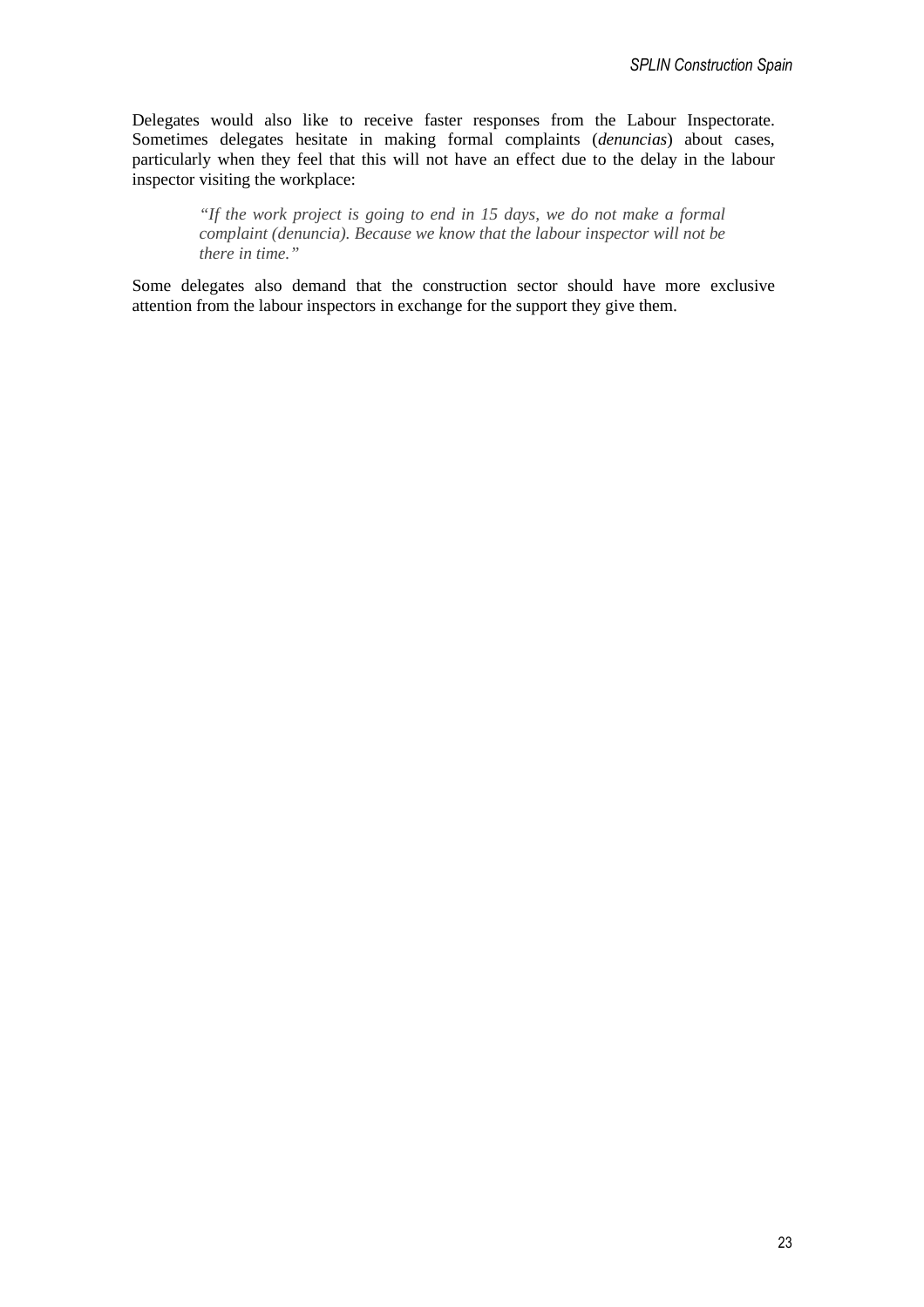Delegates would also like to receive faster responses from the Labour Inspectorate. Sometimes delegates hesitate in making formal complaints (*denuncias*) about cases, particularly when they feel that this will not have an effect due to the delay in the labour inspector visiting the workplace:

> *"If the work project is going to end in 15 days, we do not make a formal complaint (denuncia). Because we know that the labour inspector will not be there in time."*

Some delegates also demand that the construction sector should have more exclusive attention from the labour inspectors in exchange for the support they give them.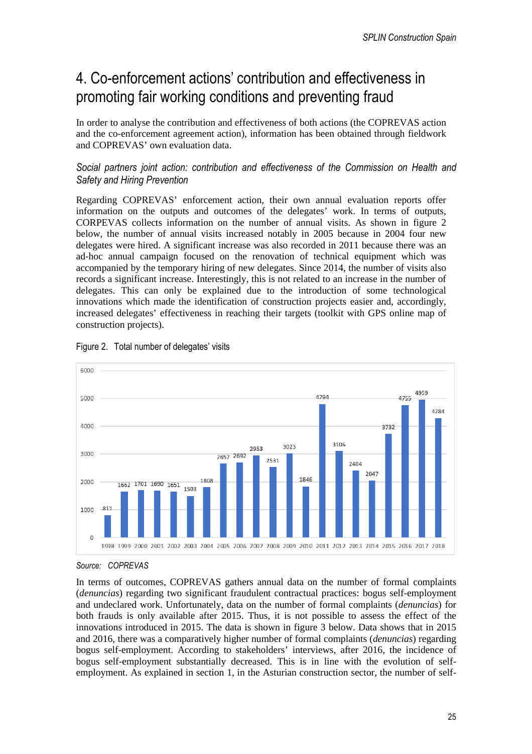# 4. Co-enforcement actions' contribution and effectiveness in promoting fair working conditions and preventing fraud

In order to analyse the contribution and effectiveness of both actions (the COPREVAS action and the co-enforcement agreement action), information has been obtained through fieldwork and COPREVAS' own evaluation data.

### *Social partners joint action: contribution and effectiveness of the Commission on Health and Safety and Hiring Prevention*

Regarding COPREVAS' enforcement action, their own annual evaluation reports offer information on the outputs and outcomes of the delegates' work. In terms of outputs, CORPEVAS collects information on the number of annual visits. As shown in figure 2 below, the number of annual visits increased notably in 2005 because in 2004 four new delegates were hired. A significant increase was also recorded in 2011 because there was an ad-hoc annual campaign focused on the renovation of technical equipment which was accompanied by the temporary hiring of new delegates. Since 2014, the number of visits also records a significant increase. Interestingly, this is not related to an increase in the number of delegates. This can only be explained due to the introduction of some technological innovations which made the identification of construction projects easier and, accordingly, increased delegates' effectiveness in reaching their targets (toolkit with GPS online map of construction projects).

Figure 2. Total number of delegates' visits

| Year | Visits |
|---|---|
| 1998 | 811 |
| 1999 | 1662 |
| 2000 | 1701 |
| 2001 | 1690 |
| 2002 | 1651 |
| 2003 | 1503 |
| 2004 | 1808 |
| 2005 | 2657 |
| 2006 | 2692 |
| 2007 | 2953 |
| 2008 | 2531 |
| 2009 | 3023 |
| 2010 | 1846 |
| 2011 | 4794 |
| 2012 | 3106 |
| 2013 | 2404 |
| 2014 | 2047 |
| 2015 | 3732 |
| 2016 | 4755 |
| 2017 | 4959 |
| 2018 | 4284 |

*Source: COPREVAS*

In terms of outcomes, COPREVAS gathers annual data on the number of formal complaints (*denuncias*) regarding two significant fraudulent contractual practices: bogus self-employment and undeclared work. Unfortunately, data on the number of formal complaints (*denuncias*) for both frauds is only available after 2015. Thus, it is not possible to assess the effect of the innovations introduced in 2015. The data is shown in figure 3 below. Data shows that in 2015 and 2016, there was a comparatively higher number of formal complaints (*denuncias*) regarding bogus self-employment. According to stakeholders' interviews, after 2016, the incidence of bogus self-employment substantially decreased. This is in line with the evolution of self-employment. As explained in section 1, in the Asturian construction sector, the number of self-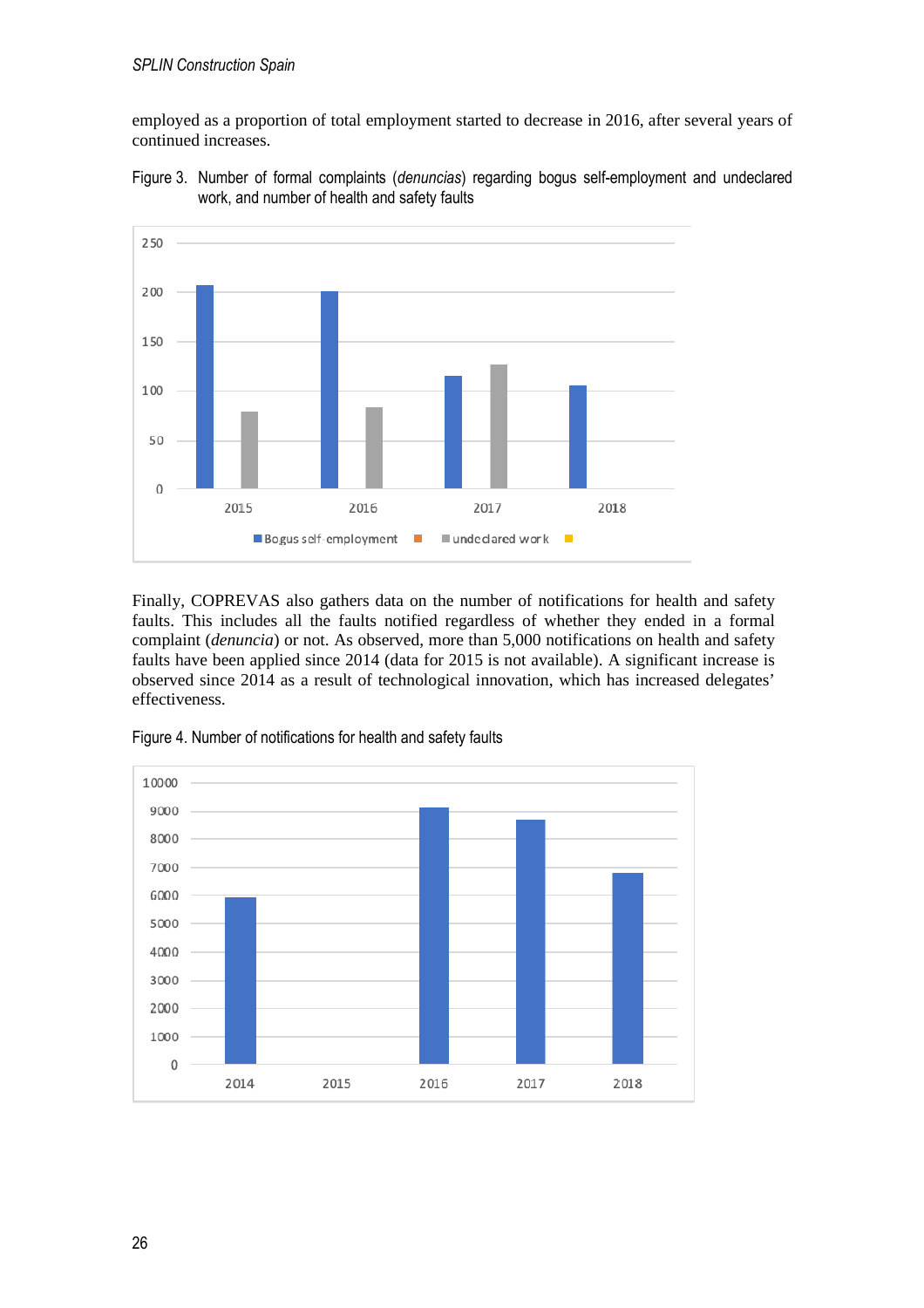employed as a proportion of total employment started to decrease in 2016, after several years of continued increases.

Figure 3. Number of formal complaints (*denuncias*) regarding bogus self-employment and undeclared work, and number of health and safety faults

Finally, COPREVAS also gathers data on the number of notifications for health and safety faults. This includes all the faults notified regardless of whether they ended in a formal complaint (*denuncia*) or not. As observed, more than 5,000 notifications on health and safety faults have been applied since 2014 (data for 2015 is not available). A significant increase is observed since 2014 as a result of technological innovation, which has increased delegates' effectiveness.

Figure 4. Number of notifications for health and safety faults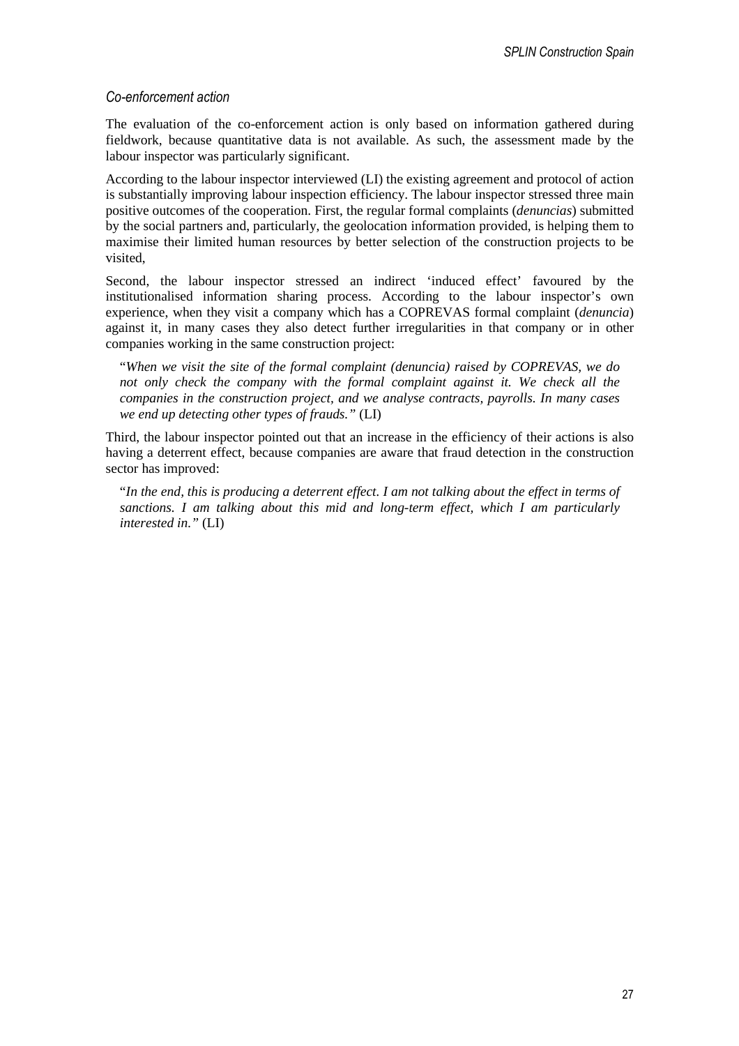### *Co-enforcement action*

The evaluation of the co-enforcement action is only based on information gathered during fieldwork, because quantitative data is not available. As such, the assessment made by the labour inspector was particularly significant.

According to the labour inspector interviewed (LI) the existing agreement and protocol of action is substantially improving labour inspection efficiency. The labour inspector stressed three main positive outcomes of the cooperation. First, the regular formal complaints (*denuncias*) submitted by the social partners and, particularly, the geolocation information provided, is helping them to maximise their limited human resources by better selection of the construction projects to be visited,

Second, the labour inspector stressed an indirect 'induced effect' favoured by the institutionalised information sharing process. According to the labour inspector's own experience, when they visit a company which has a COPREVAS formal complaint (*denuncia*) against it, in many cases they also detect further irregularities in that company or in other companies working in the same construction project:

> "*When we visit the site of the formal complaint (denuncia) raised by COPREVAS, we do not only check the company with the formal complaint against it. We check all the companies in the construction project, and we analyse contracts, payrolls. In many cases we end up detecting other types of frauds."* (LI)

Third, the labour inspector pointed out that an increase in the efficiency of their actions is also having a deterrent effect, because companies are aware that fraud detection in the construction sector has improved:

> "*In the end, this is producing a deterrent effect. I am not talking about the effect in terms of sanctions. I am talking about this mid and long-term effect, which I am particularly interested in."* (LI)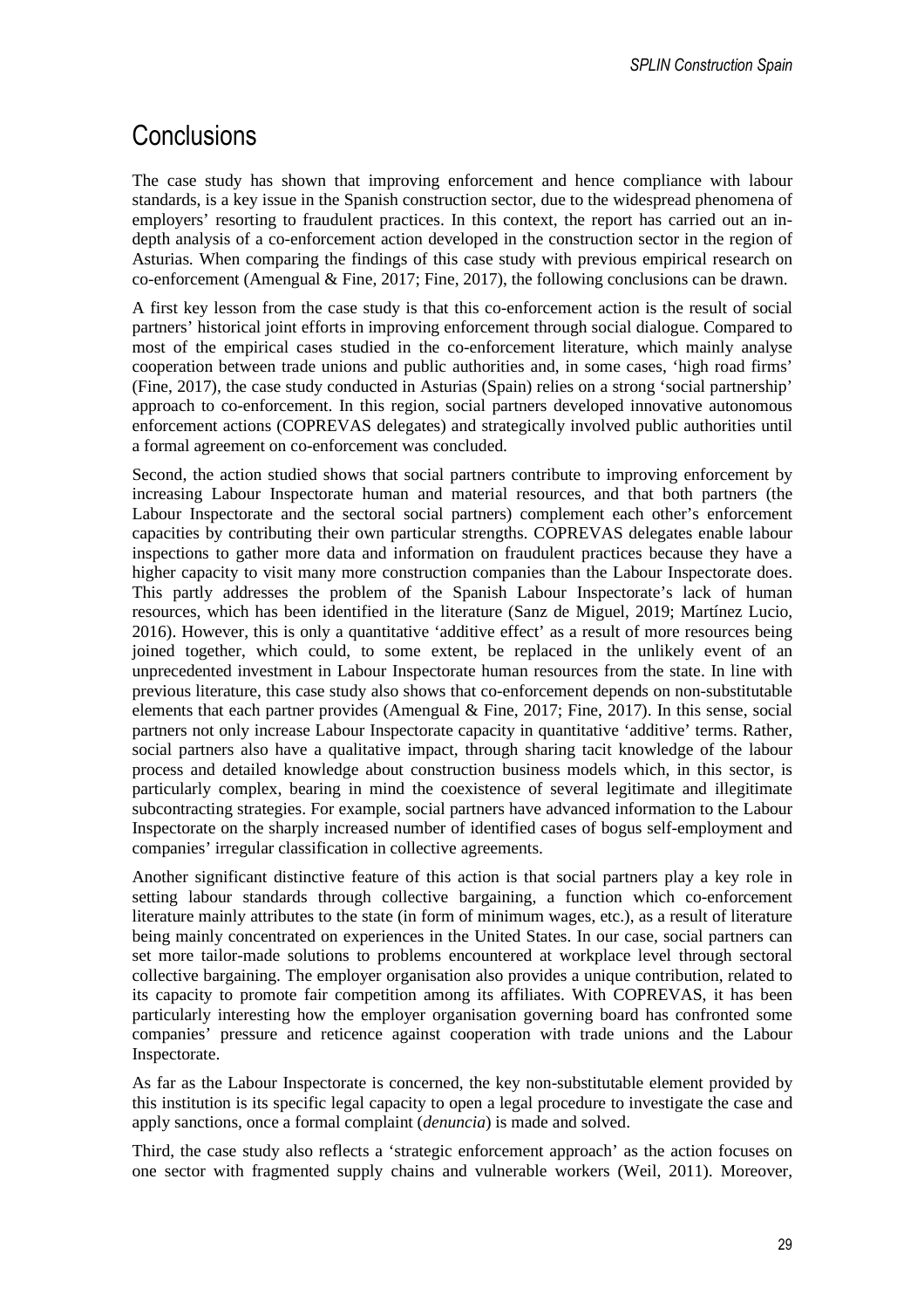# Conclusions

The case study has shown that improving enforcement and hence compliance with labour standards, is a key issue in the Spanish construction sector, due to the widespread phenomena of employers' resorting to fraudulent practices. In this context, the report has carried out an in-depth analysis of a co-enforcement action developed in the construction sector in the region of Asturias. When comparing the findings of this case study with previous empirical research on co-enforcement (Amengual & Fine, 2017; Fine, 2017), the following conclusions can be drawn.

A first key lesson from the case study is that this co-enforcement action is the result of social partners' historical joint efforts in improving enforcement through social dialogue. Compared to most of the empirical cases studied in the co-enforcement literature, which mainly analyse cooperation between trade unions and public authorities and, in some cases, 'high road firms' (Fine, 2017), the case study conducted in Asturias (Spain) relies on a strong 'social partnership' approach to co-enforcement. In this region, social partners developed innovative autonomous enforcement actions (COPREVAS delegates) and strategically involved public authorities until a formal agreement on co-enforcement was concluded.

Second, the action studied shows that social partners contribute to improving enforcement by increasing Labour Inspectorate human and material resources, and that both partners (the Labour Inspectorate and the sectoral social partners) complement each other's enforcement capacities by contributing their own particular strengths. COPREVAS delegates enable labour inspections to gather more data and information on fraudulent practices because they have a higher capacity to visit many more construction companies than the Labour Inspectorate does. This partly addresses the problem of the Spanish Labour Inspectorate's lack of human resources, which has been identified in the literature (Sanz de Miguel, 2019; Martínez Lucio, 2016). However, this is only a quantitative 'additive effect' as a result of more resources being joined together, which could, to some extent, be replaced in the unlikely event of an unprecedented investment in Labour Inspectorate human resources from the state. In line with previous literature, this case study also shows that co-enforcement depends on non-substitutable elements that each partner provides (Amengual & Fine, 2017; Fine, 2017). In this sense, social partners not only increase Labour Inspectorate capacity in quantitative 'additive' terms. Rather, social partners also have a qualitative impact, through sharing tacit knowledge of the labour process and detailed knowledge about construction business models which, in this sector, is particularly complex, bearing in mind the coexistence of several legitimate and illegitimate subcontracting strategies. For example, social partners have advanced information to the Labour Inspectorate on the sharply increased number of identified cases of bogus self-employment and companies' irregular classification in collective agreements.

Another significant distinctive feature of this action is that social partners play a key role in setting labour standards through collective bargaining, a function which co-enforcement literature mainly attributes to the state (in form of minimum wages, etc.), as a result of literature being mainly concentrated on experiences in the United States. In our case, social partners can set more tailor-made solutions to problems encountered at workplace level through sectoral collective bargaining. The employer organisation also provides a unique contribution, related to its capacity to promote fair competition among its affiliates. With COPREVAS, it has been particularly interesting how the employer organisation governing board has confronted some companies' pressure and reticence against cooperation with trade unions and the Labour Inspectorate.

As far as the Labour Inspectorate is concerned, the key non-substitutable element provided by this institution is its specific legal capacity to open a legal procedure to investigate the case and apply sanctions, once a formal complaint (*denuncia*) is made and solved.

Third, the case study also reflects a 'strategic enforcement approach' as the action focuses on one sector with fragmented supply chains and vulnerable workers (Weil, 2011). Moreover,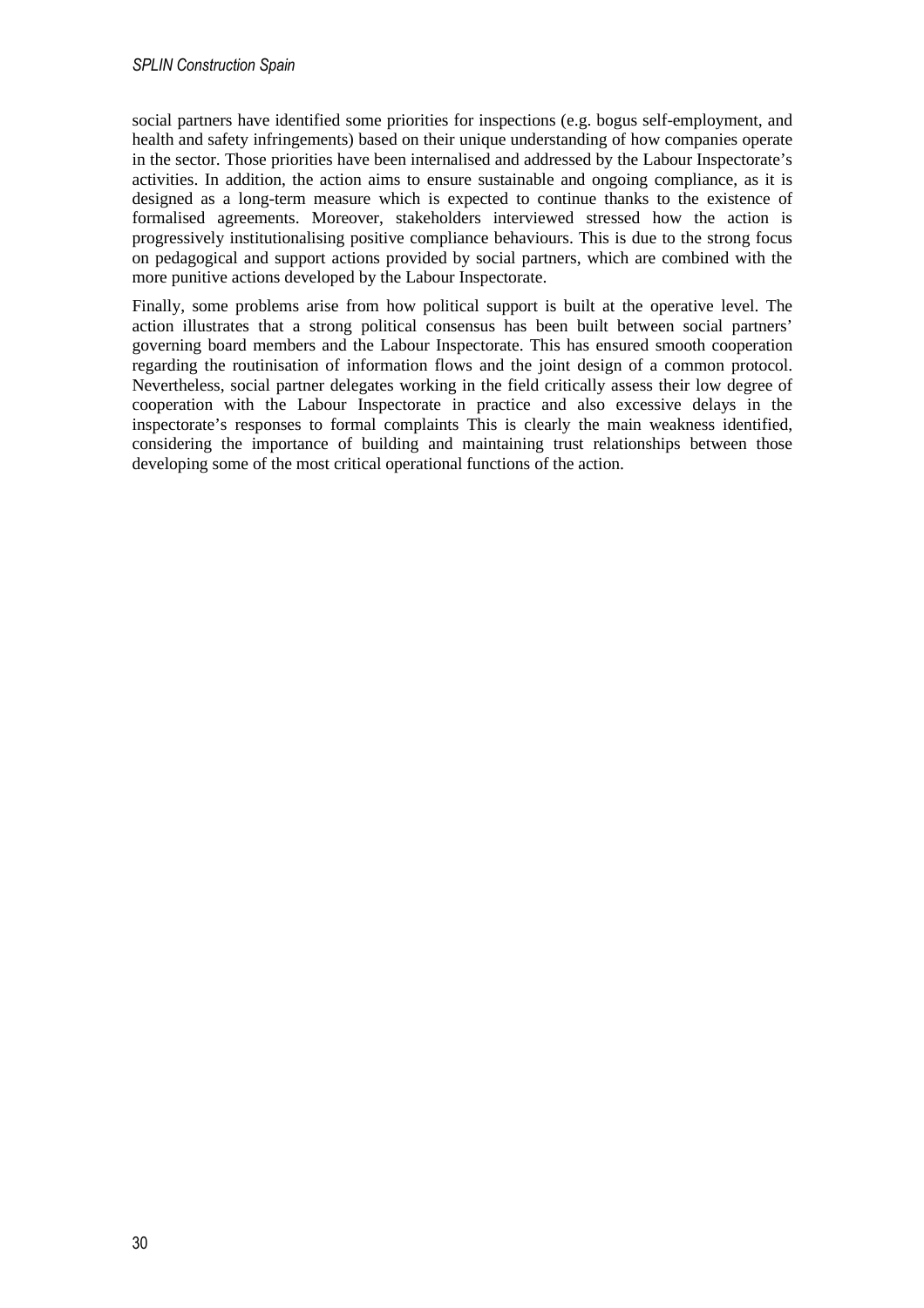social partners have identified some priorities for inspections (e.g. bogus self-employment, and health and safety infringements) based on their unique understanding of how companies operate in the sector. Those priorities have been internalised and addressed by the Labour Inspectorate's activities. In addition, the action aims to ensure sustainable and ongoing compliance, as it is designed as a long-term measure which is expected to continue thanks to the existence of formalised agreements. Moreover, stakeholders interviewed stressed how the action is progressively institutionalising positive compliance behaviours. This is due to the strong focus on pedagogical and support actions provided by social partners, which are combined with the more punitive actions developed by the Labour Inspectorate.

Finally, some problems arise from how political support is built at the operative level. The action illustrates that a strong political consensus has been built between social partners' governing board members and the Labour Inspectorate. This has ensured smooth cooperation regarding the routinisation of information flows and the joint design of a common protocol. Nevertheless, social partner delegates working in the field critically assess their low degree of cooperation with the Labour Inspectorate in practice and also excessive delays in the inspectorate's responses to formal complaints This is clearly the main weakness identified, considering the importance of building and maintaining trust relationships between those developing some of the most critical operational functions of the action.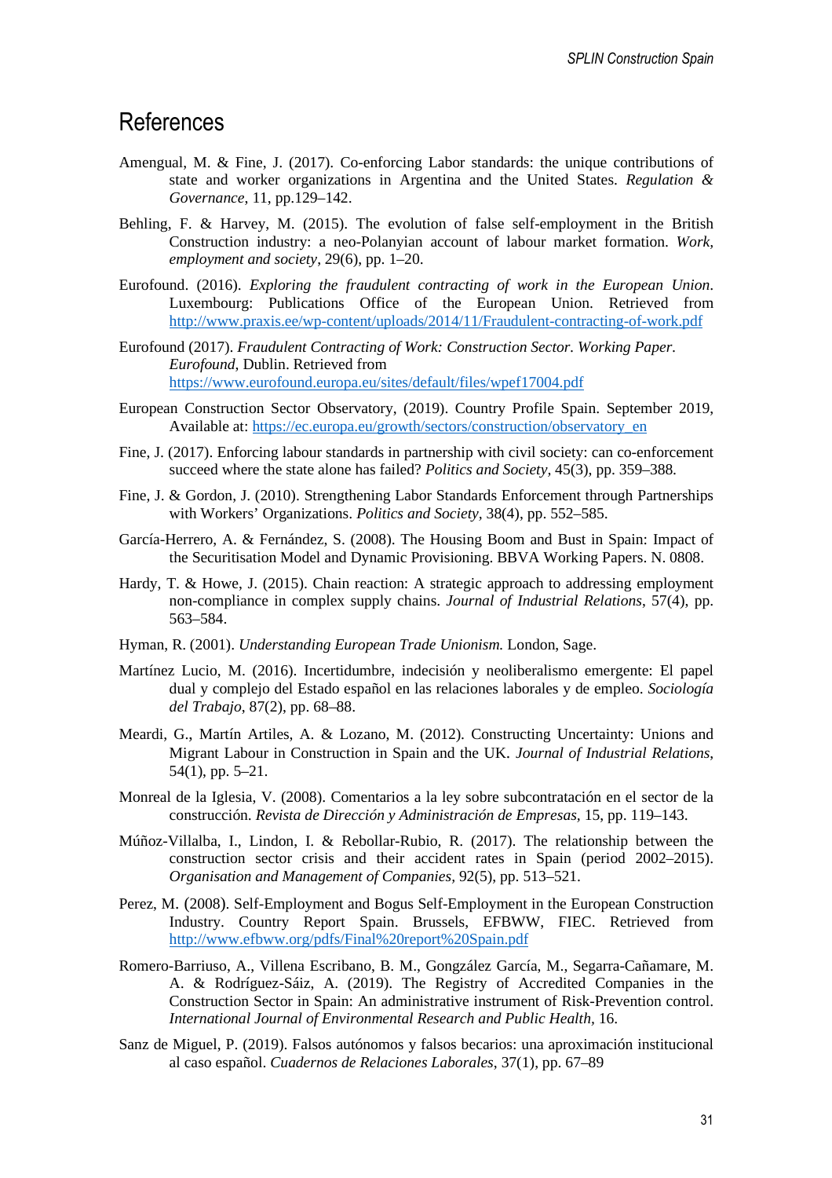# References

Amengual, M. & Fine, J. (2017). Co-enforcing Labor standards: the unique contributions of state and worker organizations in Argentina and the United States. *Regulation & Governance*, 11, pp.129–142.

Behling, F. & Harvey, M. (2015). The evolution of false self-employment in the British Construction industry: a neo-Polanyian account of labour market formation. *Work, employment and society*, 29(6), pp. 1–20.

Eurofound. (2016). *Exploring the fraudulent contracting of work in the European Union*. Luxembourg: Publications Office of the European Union. Retrieved from http://www.praxis.ee/wp-content/uploads/2014/11/Fraudulent-contracting-of-work.pdf

Eurofound (2017). *Fraudulent Contracting of Work: Construction Sector. Working Paper. Eurofound*, Dublin. Retrieved from https://www.eurofound.europa.eu/sites/default/files/wpef17004.pdf

European Construction Sector Observatory, (2019). Country Profile Spain. September 2019, Available at: https://ec.europa.eu/growth/sectors/construction/observatory_en

Fine, J. (2017). Enforcing labour standards in partnership with civil society: can co-enforcement succeed where the state alone has failed? *Politics and Society*, 45(3), pp. 359–388.

Fine, J. & Gordon, J. (2010). Strengthening Labor Standards Enforcement through Partnerships with Workers' Organizations. *Politics and Society*, 38(4), pp. 552–585.

García-Herrero, A. & Fernández, S. (2008). The Housing Boom and Bust in Spain: Impact of the Securitisation Model and Dynamic Provisioning. BBVA Working Papers. N. 0808.

Hardy, T. & Howe, J. (2015). Chain reaction: A strategic approach to addressing employment non-compliance in complex supply chains. *Journal of Industrial Relations*, 57(4), pp. 563–584.

Hyman, R. (2001). *Understanding European Trade Unionism.* London, Sage.

Martínez Lucio, M. (2016). Incertidumbre, indecisión y neoliberalismo emergente: El papel dual y complejo del Estado español en las relaciones laborales y de empleo. *Sociología del Trabajo*, 87(2), pp. 68–88.

Meardi, G., Martín Artiles, A. & Lozano, M. (2012). Constructing Uncertainty: Unions and Migrant Labour in Construction in Spain and the UK. *Journal of Industrial Relations*, 54(1), pp. 5–21.

Monreal de la Iglesia, V. (2008). Comentarios a la ley sobre subcontratación en el sector de la construcción. *Revista de Dirección y Administración de Empresas*, 15, pp. 119–143.

Múñoz-Villalba, I., Lindon, I. & Rebollar-Rubio, R. (2017). The relationship between the construction sector crisis and their accident rates in Spain (period 2002–2015). *Organisation and Management of Companies*, 92(5), pp. 513–521.

Perez, M. (2008). Self-Employment and Bogus Self-Employment in the European Construction Industry. Country Report Spain. Brussels, EFBWW, FIEC. Retrieved from http://www.efbww.org/pdfs/Final%20report%20Spain.pdf

Romero-Barriuso, A., Villena Escribano, B. M., Gongzález García, M., Segarra-Cañamare, M. A. & Rodríguez-Sáiz, A. (2019). The Registry of Accredited Companies in the Construction Sector in Spain: An administrative instrument of Risk-Prevention control. *International Journal of Environmental Research and Public Health*, 16.

Sanz de Miguel, P. (2019). Falsos autónomos y falsos becarios: una aproximación institucional al caso español. *Cuadernos de Relaciones Laborales*, 37(1), pp. 67–89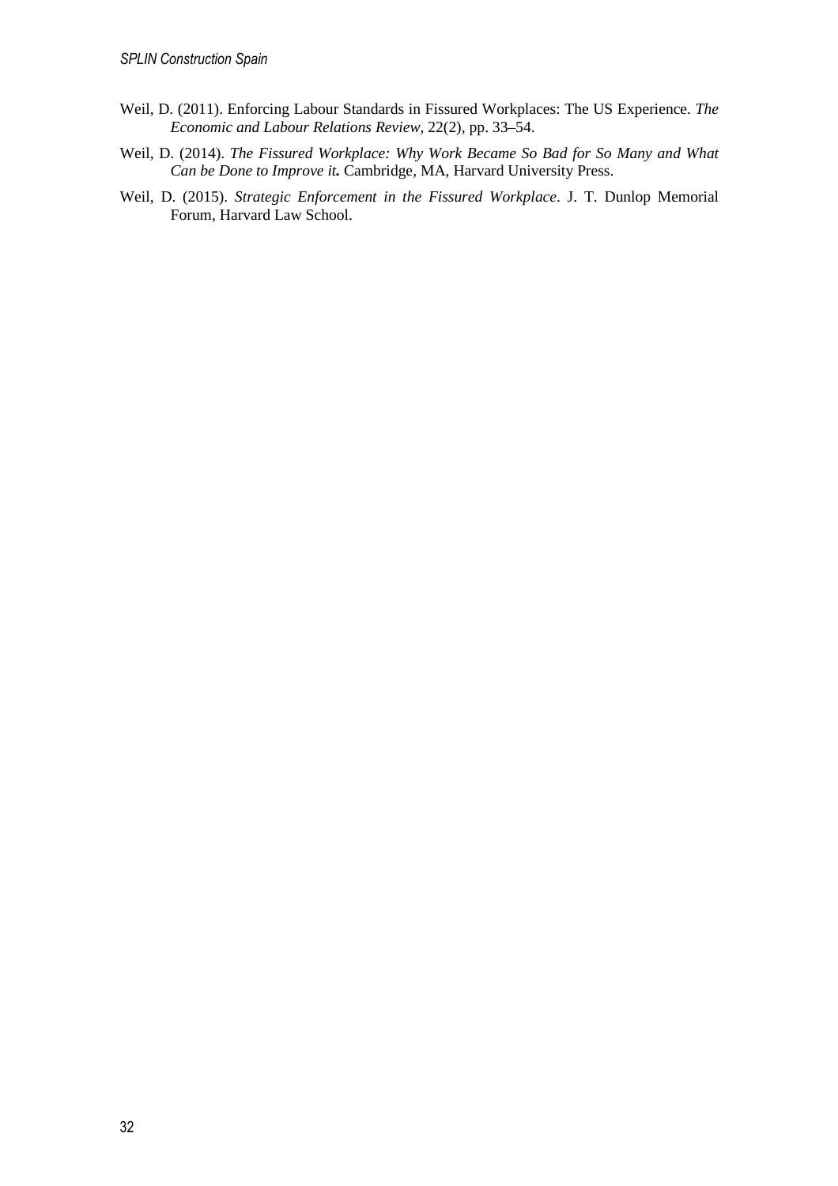Weil, D. (2011). Enforcing Labour Standards in Fissured Workplaces: The US Experience. *The Economic and Labour Relations Review*, 22(2), pp. 33–54.

Weil, D. (2014). *The Fissured Workplace: Why Work Became So Bad for So Many and What Can be Done to Improve it.* Cambridge, MA, Harvard University Press.

Weil, D. (2015). *Strategic Enforcement in the Fissured Workplace*. J. T. Dunlop Memorial Forum, Harvard Law School.